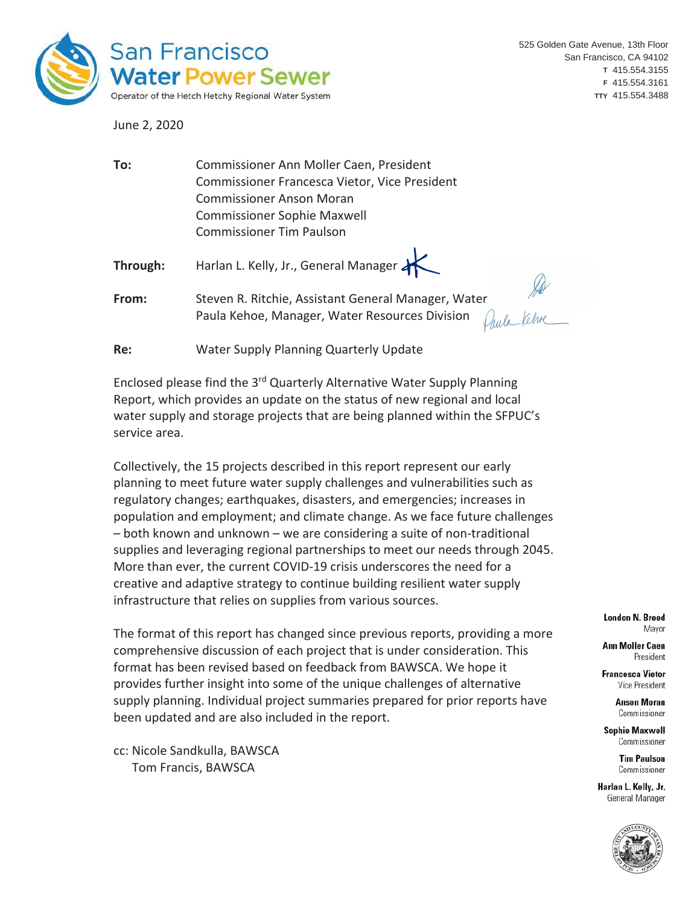San Francisco Water Power Sewer

Operator of the Hetch Hetchy Regional Water System

525 Golden Gate Avenue, 13th Floor
San Francisco, CA 94102
T 415.554.3155
F 415.554.3161
TTY 415.554.3488

June 2, 2020

**To:** Commissioner Ann Moller Caen, President
Commissioner Francesca Vietor, Vice President
Commissioner Anson Moran
Commissioner Sophie Maxwell
Commissioner Tim Paulson

**Through:** Harlan L. Kelly, Jr., General Manager

**From:** Steven R. Ritchie, Assistant General Manager, Water
Paula Kehoe, Manager, Water Resources Division

**Re:** Water Supply Planning Quarterly Update

Enclosed please find the 3rd Quarterly Alternative Water Supply Planning Report, which provides an update on the status of new regional and local water supply and storage projects that are being planned within the SFPUC's service area.

Collectively, the 15 projects described in this report represent our early planning to meet future water supply challenges and vulnerabilities such as regulatory changes; earthquakes, disasters, and emergencies; increases in population and employment; and climate change. As we face future challenges – both known and unknown – we are considering a suite of non-traditional supplies and leveraging regional partnerships to meet our needs through 2045. More than ever, the current COVID-19 crisis underscores the need for a creative and adaptive strategy to continue building resilient water supply infrastructure that relies on supplies from various sources.

The format of this report has changed since previous reports, providing a more comprehensive discussion of each project that is under consideration. This format has been revised based on feedback from BAWSCA. We hope it provides further insight into some of the unique challenges of alternative supply planning. Individual project summaries prepared for prior reports have been updated and are also included in the report.

cc: Nicole Sandkulla, BAWSCA
Tom Francis, BAWSCA

**London N. Breed**
Mayor

**Ann Moller Caen**
President

**Francesca Vietor**
Vice President

**Anson Moran**
Commissioner

**Sophie Maxwell**
Commissioner

**Tim Paulson**
Commissioner

**Harlan L. Kelly, Jr.**
General Manager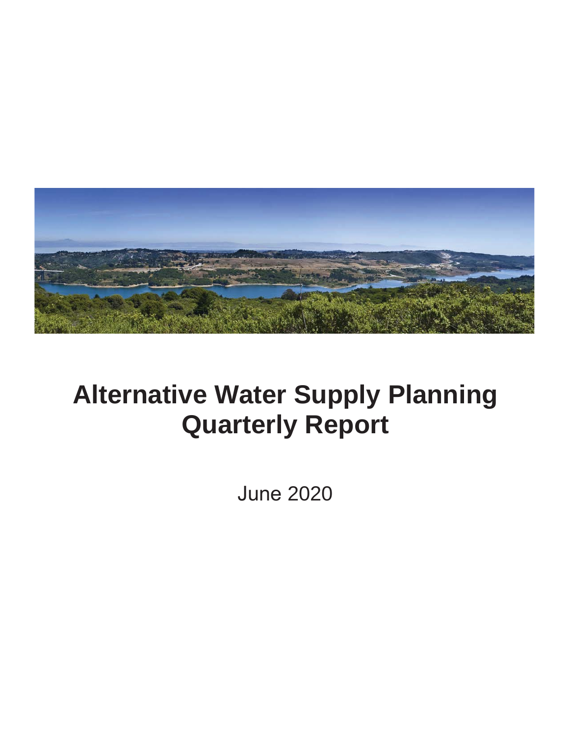# Alternative Water Supply Planning Quarterly Report

June 2020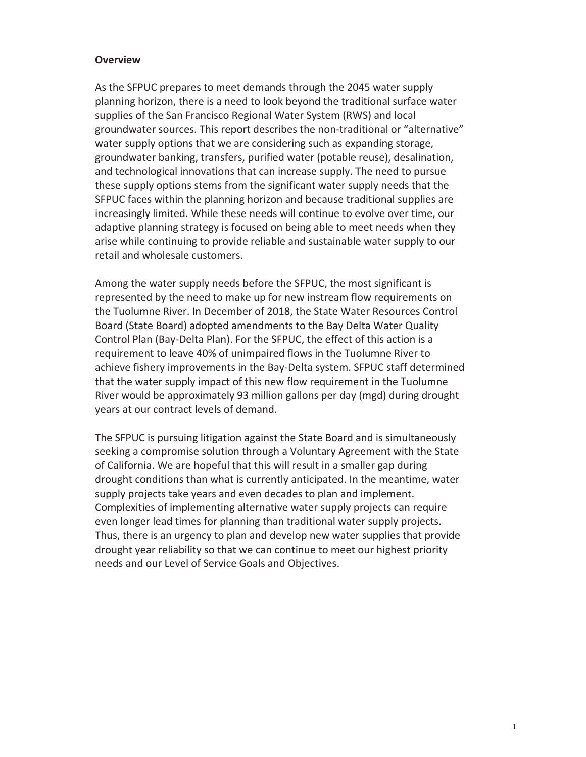**Overview**

As the SFPUC prepares to meet demands through the 2045 water supply planning horizon, there is a need to look beyond the traditional surface water supplies of the San Francisco Regional Water System (RWS) and local groundwater sources. This report describes the non-traditional or "alternative" water supply options that we are considering such as expanding storage, groundwater banking, transfers, purified water (potable reuse), desalination, and technological innovations that can increase supply. The need to pursue these supply options stems from the significant water supply needs that the SFPUC faces within the planning horizon and because traditional supplies are increasingly limited. While these needs will continue to evolve over time, our adaptive planning strategy is focused on being able to meet needs when they arise while continuing to provide reliable and sustainable water supply to our retail and wholesale customers.

Among the water supply needs before the SFPUC, the most significant is represented by the need to make up for new instream flow requirements on the Tuolumne River. In December of 2018, the State Water Resources Control Board (State Board) adopted amendments to the Bay Delta Water Quality Control Plan (Bay-Delta Plan). For the SFPUC, the effect of this action is a requirement to leave 40% of unimpaired flows in the Tuolumne River to achieve fishery improvements in the Bay-Delta system. SFPUC staff determined that the water supply impact of this new flow requirement in the Tuolumne River would be approximately 93 million gallons per day (mgd) during drought years at our contract levels of demand.

The SFPUC is pursuing litigation against the State Board and is simultaneously seeking a compromise solution through a Voluntary Agreement with the State of California. We are hopeful that this will result in a smaller gap during drought conditions than what is currently anticipated. In the meantime, water supply projects take years and even decades to plan and implement. Complexities of implementing alternative water supply projects can require even longer lead times for planning than traditional water supply projects. Thus, there is an urgency to plan and develop new water supplies that provide drought year reliability so that we can continue to meet our highest priority needs and our Level of Service Goals and Objectives.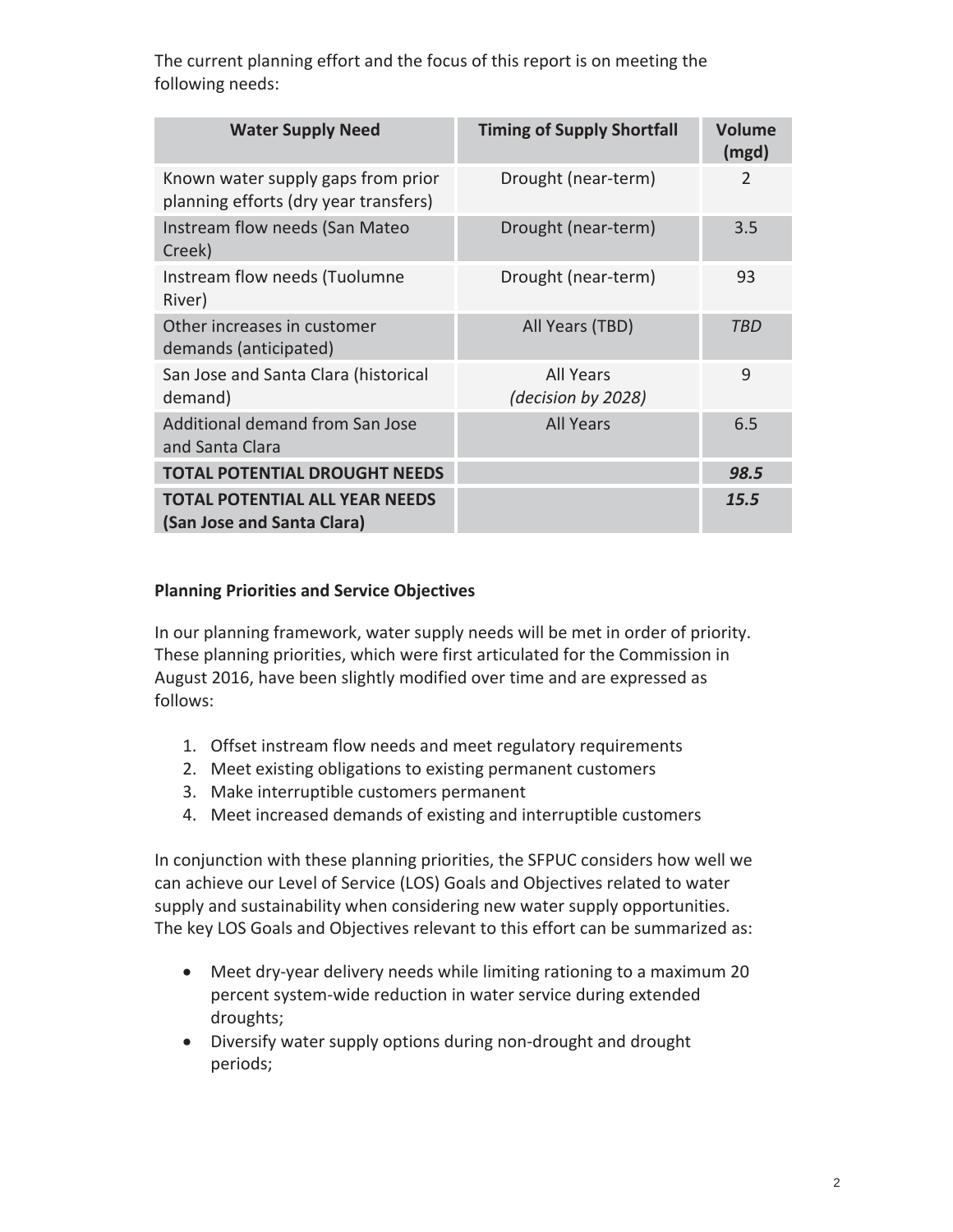The current planning effort and the focus of this report is on meeting the following needs:

| Water Supply Need | Timing of Supply Shortfall | Volume (mgd) |
|---|---|---|
| Known water supply gaps from prior planning efforts (dry year transfers) | Drought (near-term) | 2 |
| Instream flow needs (San Mateo Creek) | Drought (near-term) | 3.5 |
| Instream flow needs (Tuolumne River) | Drought (near-term) | 93 |
| Other increases in customer demands (anticipated) | All Years (TBD) | *TBD* |
| San Jose and Santa Clara (historical demand) | All Years *(decision by 2028)* | 9 |
| Additional demand from San Jose and Santa Clara | All Years | 6.5 |
| **TOTAL POTENTIAL DROUGHT NEEDS** | | ***98.5*** |
| **TOTAL POTENTIAL ALL YEAR NEEDS (San Jose and Santa Clara)** | | ***15.5*** |

**Planning Priorities and Service Objectives**

In our planning framework, water supply needs will be met in order of priority. These planning priorities, which were first articulated for the Commission in August 2016, have been slightly modified over time and are expressed as follows:

1. Offset instream flow needs and meet regulatory requirements
2. Meet existing obligations to existing permanent customers
3. Make interruptible customers permanent
4. Meet increased demands of existing and interruptible customers

In conjunction with these planning priorities, the SFPUC considers how well we can achieve our Level of Service (LOS) Goals and Objectives related to water supply and sustainability when considering new water supply opportunities. The key LOS Goals and Objectives relevant to this effort can be summarized as:

- Meet dry-year delivery needs while limiting rationing to a maximum 20 percent system-wide reduction in water service during extended droughts;
- Diversify water supply options during non-drought and drought periods;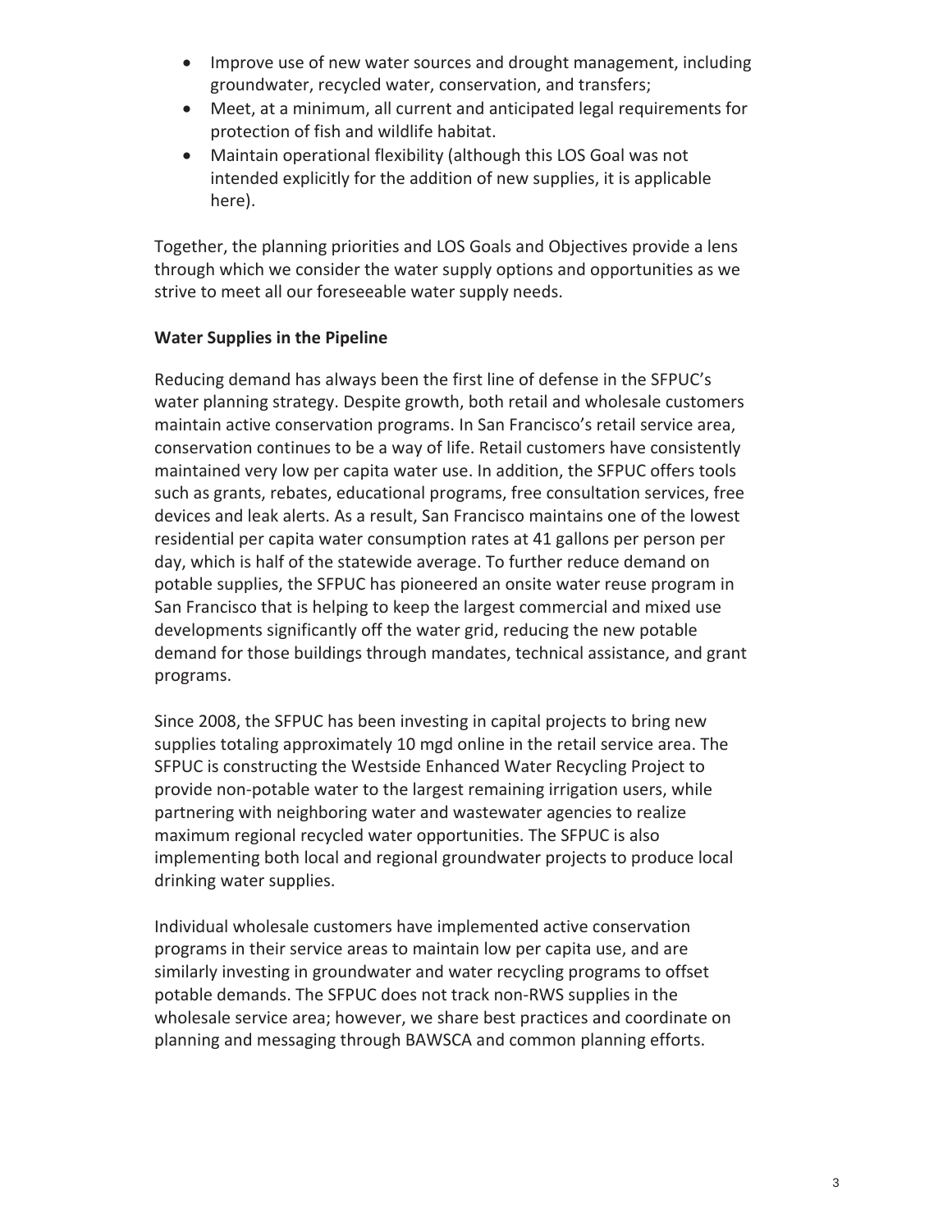- Improve use of new water sources and drought management, including groundwater, recycled water, conservation, and transfers;
- Meet, at a minimum, all current and anticipated legal requirements for protection of fish and wildlife habitat.
- Maintain operational flexibility (although this LOS Goal was not intended explicitly for the addition of new supplies, it is applicable here).

Together, the planning priorities and LOS Goals and Objectives provide a lens through which we consider the water supply options and opportunities as we strive to meet all our foreseeable water supply needs.

**Water Supplies in the Pipeline**

Reducing demand has always been the first line of defense in the SFPUC's water planning strategy. Despite growth, both retail and wholesale customers maintain active conservation programs. In San Francisco's retail service area, conservation continues to be a way of life. Retail customers have consistently maintained very low per capita water use. In addition, the SFPUC offers tools such as grants, rebates, educational programs, free consultation services, free devices and leak alerts. As a result, San Francisco maintains one of the lowest residential per capita water consumption rates at 41 gallons per person per day, which is half of the statewide average. To further reduce demand on potable supplies, the SFPUC has pioneered an onsite water reuse program in San Francisco that is helping to keep the largest commercial and mixed use developments significantly off the water grid, reducing the new potable demand for those buildings through mandates, technical assistance, and grant programs.

Since 2008, the SFPUC has been investing in capital projects to bring new supplies totaling approximately 10 mgd online in the retail service area. The SFPUC is constructing the Westside Enhanced Water Recycling Project to provide non-potable water to the largest remaining irrigation users, while partnering with neighboring water and wastewater agencies to realize maximum regional recycled water opportunities. The SFPUC is also implementing both local and regional groundwater projects to produce local drinking water supplies.

Individual wholesale customers have implemented active conservation programs in their service areas to maintain low per capita use, and are similarly investing in groundwater and water recycling programs to offset potable demands. The SFPUC does not track non-RWS supplies in the wholesale service area; however, we share best practices and coordinate on planning and messaging through BAWSCA and common planning efforts.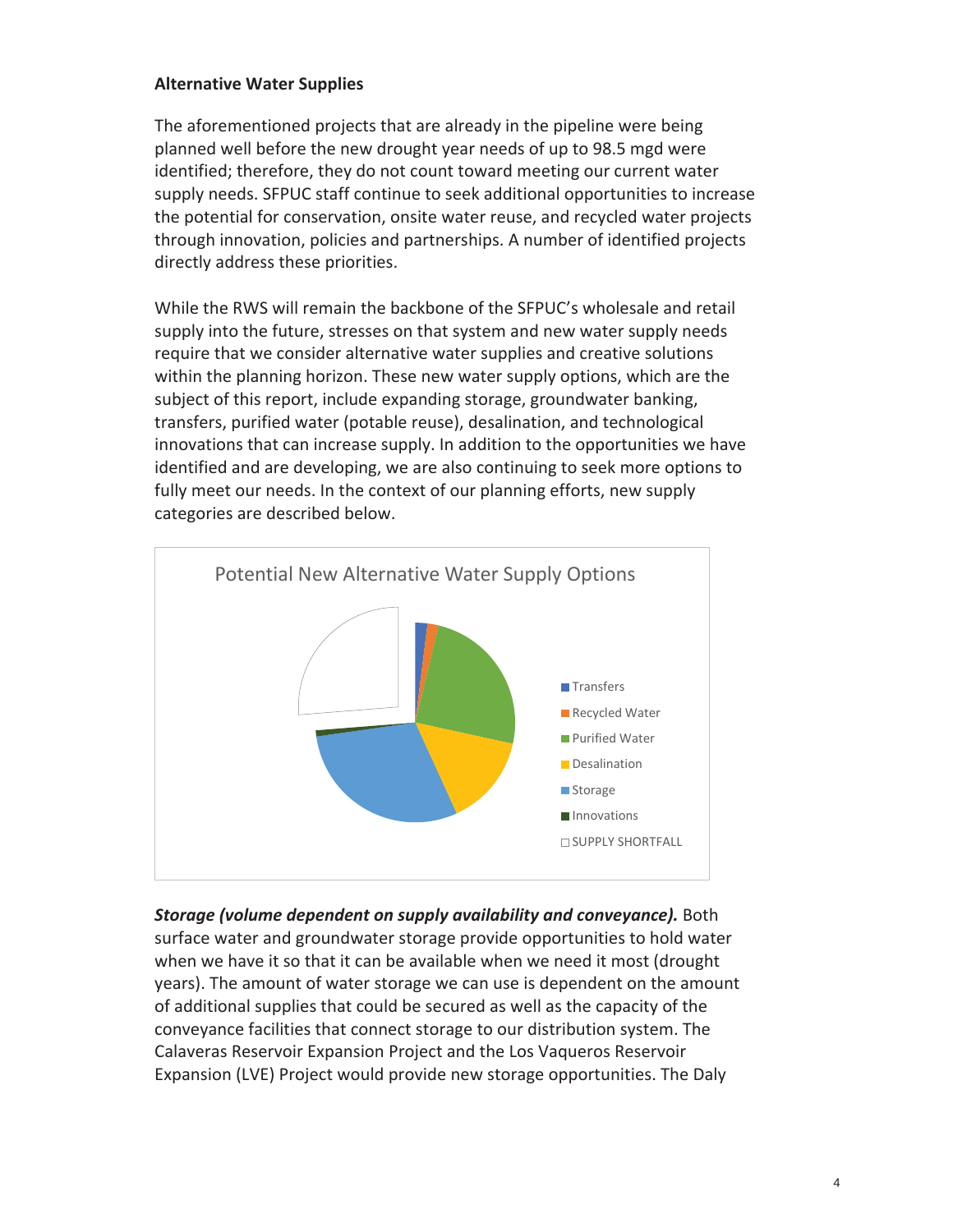**Alternative Water Supplies**

The aforementioned projects that are already in the pipeline were being planned well before the new drought year needs of up to 98.5 mgd were identified; therefore, they do not count toward meeting our current water supply needs. SFPUC staff continue to seek additional opportunities to increase the potential for conservation, onsite water reuse, and recycled water projects through innovation, policies and partnerships. A number of identified projects directly address these priorities.

While the RWS will remain the backbone of the SFPUC's wholesale and retail supply into the future, stresses on that system and new water supply needs require that we consider alternative water supplies and creative solutions within the planning horizon. These new water supply options, which are the subject of this report, include expanding storage, groundwater banking, transfers, purified water (potable reuse), desalination, and technological innovations that can increase supply. In addition to the opportunities we have identified and are developing, we are also continuing to seek more options to fully meet our needs. In the context of our planning efforts, new supply categories are described below.

Potential New Alternative Water Supply Options

Transfers
Recycled Water
Purified Water
Desalination
Storage
Innovations
SUPPLY SHORTFALL

***Storage (volume dependent on supply availability and conveyance).*** Both surface water and groundwater storage provide opportunities to hold water when we have it so that it can be available when we need it most (drought years). The amount of water storage we can use is dependent on the amount of additional supplies that could be secured as well as the capacity of the conveyance facilities that connect storage to our distribution system. The Calaveras Reservoir Expansion Project and the Los Vaqueros Reservoir Expansion (LVE) Project would provide new storage opportunities. The Daly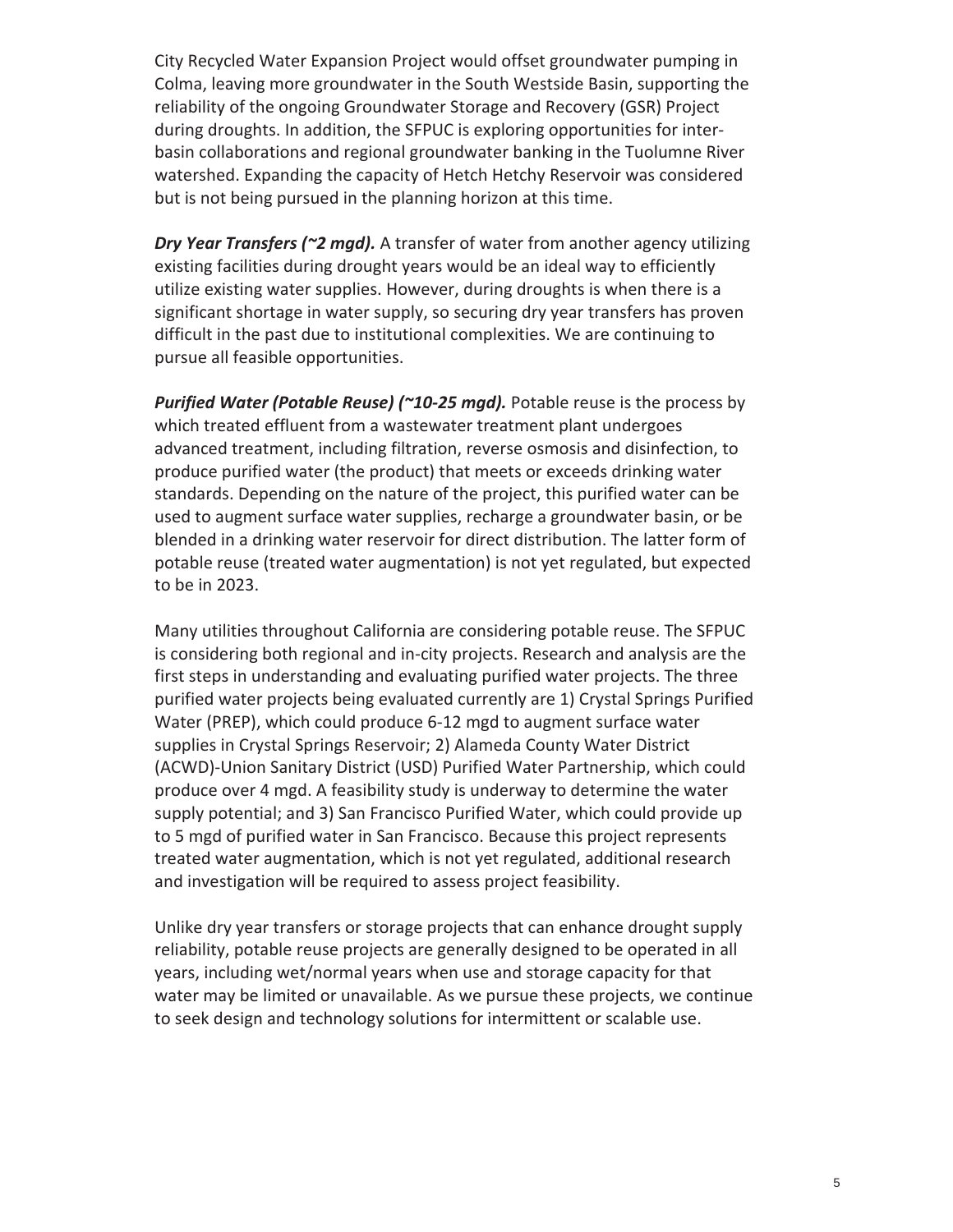City Recycled Water Expansion Project would offset groundwater pumping in Colma, leaving more groundwater in the South Westside Basin, supporting the reliability of the ongoing Groundwater Storage and Recovery (GSR) Project during droughts. In addition, the SFPUC is exploring opportunities for inter-basin collaborations and regional groundwater banking in the Tuolumne River watershed. Expanding the capacity of Hetch Hetchy Reservoir was considered but is not being pursued in the planning horizon at this time.

***Dry Year Transfers (~2 mgd).*** A transfer of water from another agency utilizing existing facilities during drought years would be an ideal way to efficiently utilize existing water supplies. However, during droughts is when there is a significant shortage in water supply, so securing dry year transfers has proven difficult in the past due to institutional complexities. We are continuing to pursue all feasible opportunities.

***Purified Water (Potable Reuse) (~10-25 mgd).*** Potable reuse is the process by which treated effluent from a wastewater treatment plant undergoes advanced treatment, including filtration, reverse osmosis and disinfection, to produce purified water (the product) that meets or exceeds drinking water standards. Depending on the nature of the project, this purified water can be used to augment surface water supplies, recharge a groundwater basin, or be blended in a drinking water reservoir for direct distribution. The latter form of potable reuse (treated water augmentation) is not yet regulated, but expected to be in 2023.

Many utilities throughout California are considering potable reuse. The SFPUC is considering both regional and in-city projects. Research and analysis are the first steps in understanding and evaluating purified water projects. The three purified water projects being evaluated currently are 1) Crystal Springs Purified Water (PREP), which could produce 6-12 mgd to augment surface water supplies in Crystal Springs Reservoir; 2) Alameda County Water District (ACWD)-Union Sanitary District (USD) Purified Water Partnership, which could produce over 4 mgd. A feasibility study is underway to determine the water supply potential; and 3) San Francisco Purified Water, which could provide up to 5 mgd of purified water in San Francisco. Because this project represents treated water augmentation, which is not yet regulated, additional research and investigation will be required to assess project feasibility.

Unlike dry year transfers or storage projects that can enhance drought supply reliability, potable reuse projects are generally designed to be operated in all years, including wet/normal years when use and storage capacity for that water may be limited or unavailable. As we pursue these projects, we continue to seek design and technology solutions for intermittent or scalable use.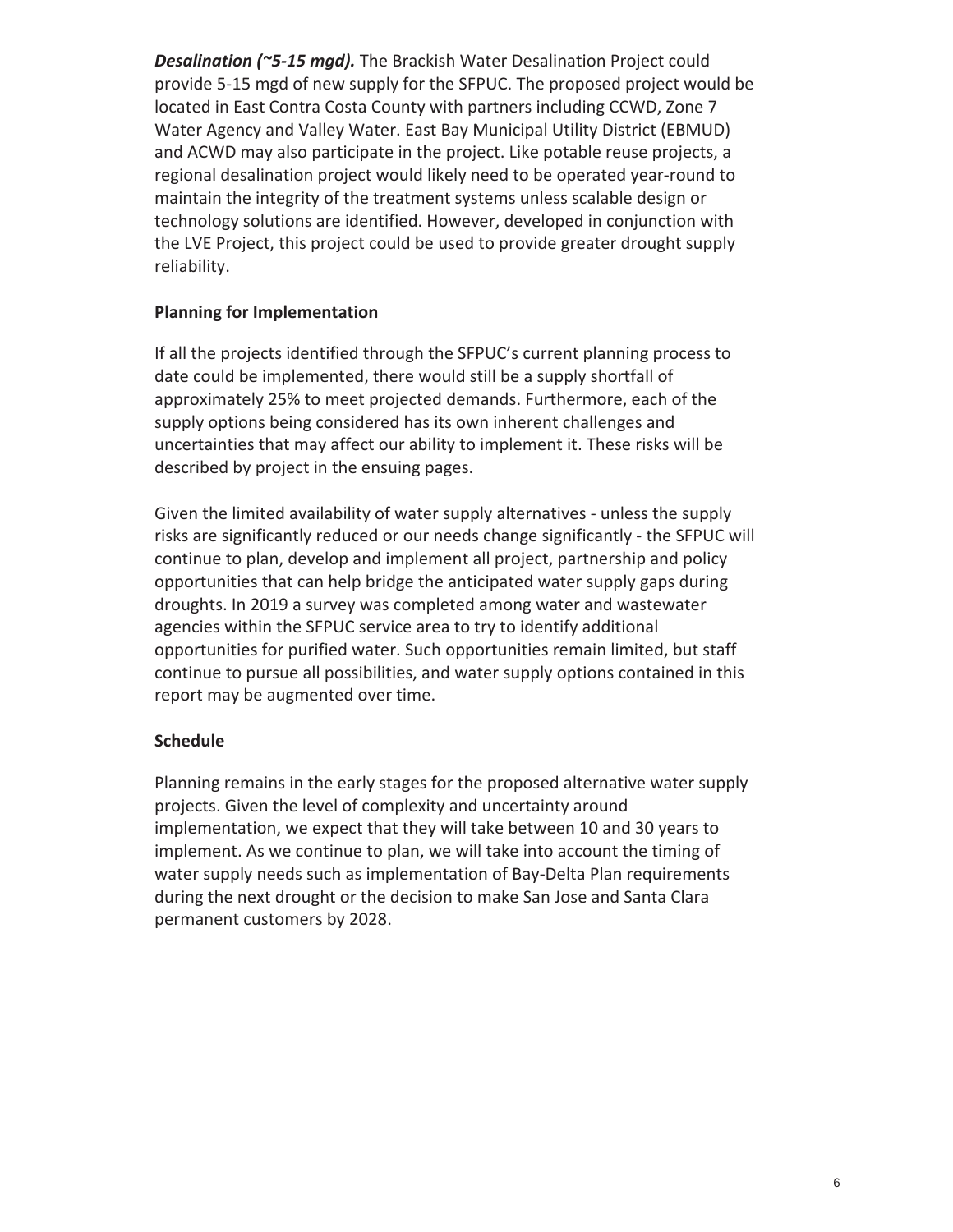***Desalination (~5-15 mgd).*** The Brackish Water Desalination Project could provide 5-15 mgd of new supply for the SFPUC. The proposed project would be located in East Contra Costa County with partners including CCWD, Zone 7 Water Agency and Valley Water. East Bay Municipal Utility District (EBMUD) and ACWD may also participate in the project. Like potable reuse projects, a regional desalination project would likely need to be operated year-round to maintain the integrity of the treatment systems unless scalable design or technology solutions are identified. However, developed in conjunction with the LVE Project, this project could be used to provide greater drought supply reliability.

**Planning for Implementation**

If all the projects identified through the SFPUC's current planning process to date could be implemented, there would still be a supply shortfall of approximately 25% to meet projected demands. Furthermore, each of the supply options being considered has its own inherent challenges and uncertainties that may affect our ability to implement it. These risks will be described by project in the ensuing pages.

Given the limited availability of water supply alternatives - unless the supply risks are significantly reduced or our needs change significantly - the SFPUC will continue to plan, develop and implement all project, partnership and policy opportunities that can help bridge the anticipated water supply gaps during droughts. In 2019 a survey was completed among water and wastewater agencies within the SFPUC service area to try to identify additional opportunities for purified water. Such opportunities remain limited, but staff continue to pursue all possibilities, and water supply options contained in this report may be augmented over time.

**Schedule**

Planning remains in the early stages for the proposed alternative water supply projects. Given the level of complexity and uncertainty around implementation, we expect that they will take between 10 and 30 years to implement. As we continue to plan, we will take into account the timing of water supply needs such as implementation of Bay-Delta Plan requirements during the next drought or the decision to make San Jose and Santa Clara permanent customers by 2028.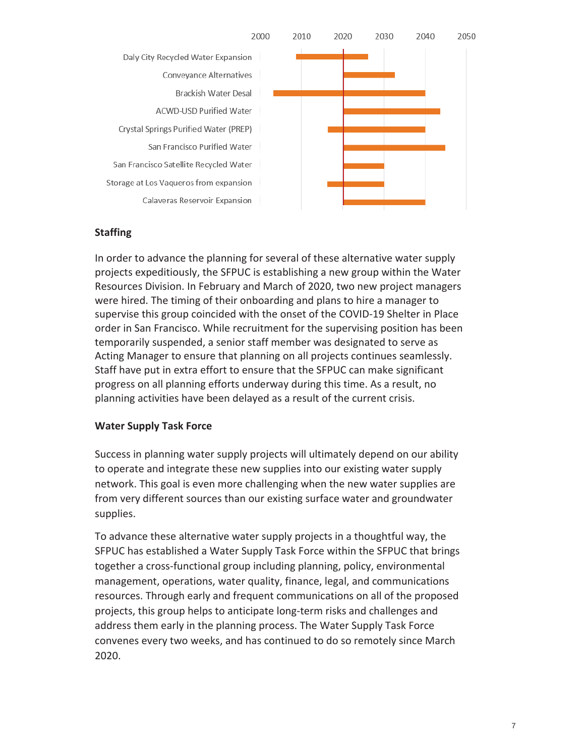2000 2010 2020 2030 2040 2050

Daly City Recycled Water Expansion

Conveyance Alternatives

Brackish Water Desal

ACWD-USD Purified Water

Crystal Springs Purified Water (PREP)

San Francisco Purified Water

San Francisco Satellite Recycled Water

Storage at Los Vaqueros from expansion

Calaveras Reservoir Expansion

### Staffing

In order to advance the planning for several of these alternative water supply projects expeditiously, the SFPUC is establishing a new group within the Water Resources Division. In February and March of 2020, two new project managers were hired. The timing of their onboarding and plans to hire a manager to supervise this group coincided with the onset of the COVID-19 Shelter in Place order in San Francisco. While recruitment for the supervising position has been temporarily suspended, a senior staff member was designated to serve as Acting Manager to ensure that planning on all projects continues seamlessly. Staff have put in extra effort to ensure that the SFPUC can make significant progress on all planning efforts underway during this time. As a result, no planning activities have been delayed as a result of the current crisis.

### Water Supply Task Force

Success in planning water supply projects will ultimately depend on our ability to operate and integrate these new supplies into our existing water supply network. This goal is even more challenging when the new water supplies are from very different sources than our existing surface water and groundwater supplies.

To advance these alternative water supply projects in a thoughtful way, the SFPUC has established a Water Supply Task Force within the SFPUC that brings together a cross-functional group including planning, policy, environmental management, operations, water quality, finance, legal, and communications resources. Through early and frequent communications on all of the proposed projects, this group helps to anticipate long-term risks and challenges and address them early in the planning process. The Water Supply Task Force convenes every two weeks, and has continued to do so remotely since March 2020.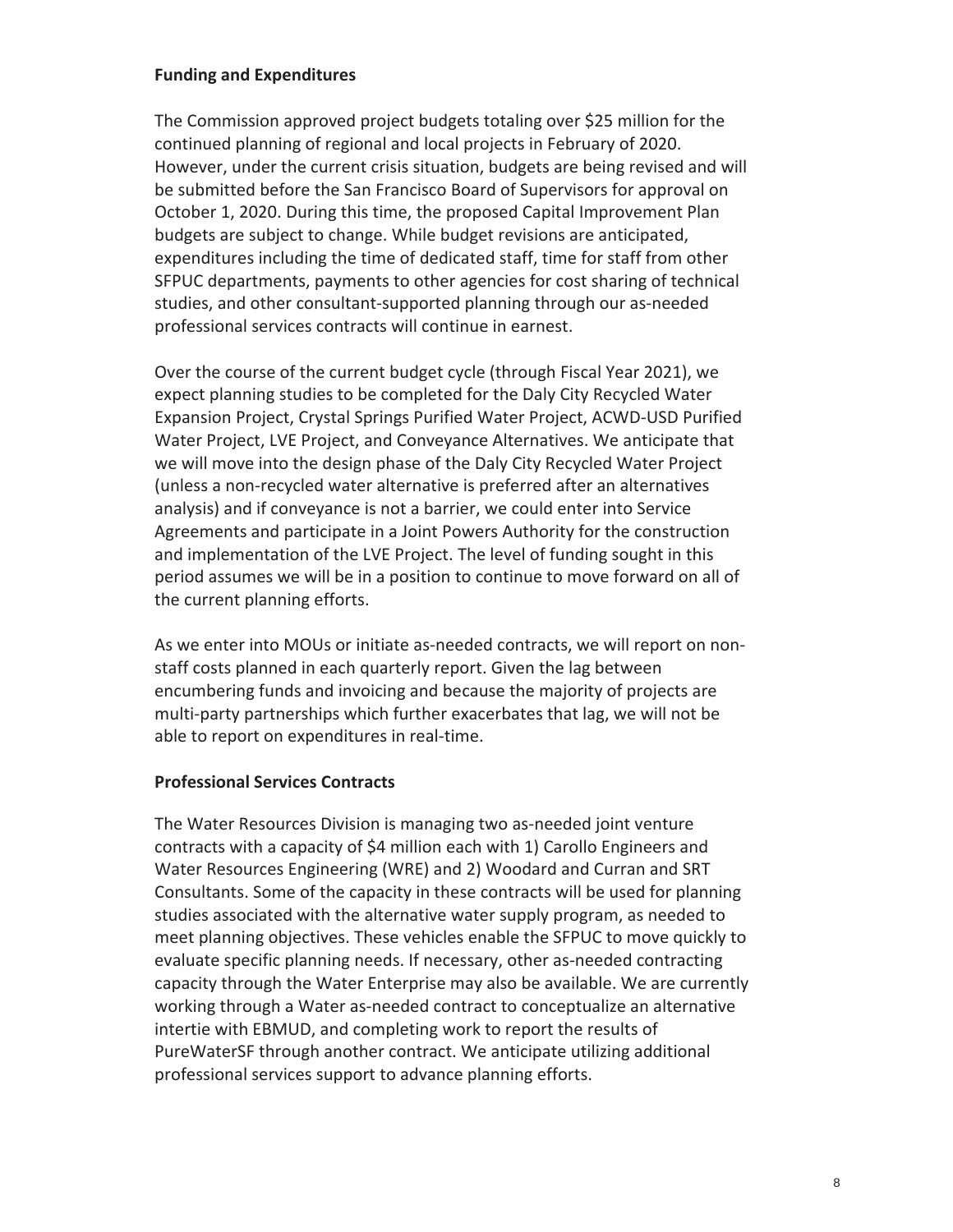**Funding and Expenditures**

The Commission approved project budgets totaling over $25 million for the continued planning of regional and local projects in February of 2020. However, under the current crisis situation, budgets are being revised and will be submitted before the San Francisco Board of Supervisors for approval on October 1, 2020. During this time, the proposed Capital Improvement Plan budgets are subject to change. While budget revisions are anticipated, expenditures including the time of dedicated staff, time for staff from other SFPUC departments, payments to other agencies for cost sharing of technical studies, and other consultant-supported planning through our as-needed professional services contracts will continue in earnest.

Over the course of the current budget cycle (through Fiscal Year 2021), we expect planning studies to be completed for the Daly City Recycled Water Expansion Project, Crystal Springs Purified Water Project, ACWD-USD Purified Water Project, LVE Project, and Conveyance Alternatives. We anticipate that we will move into the design phase of the Daly City Recycled Water Project (unless a non-recycled water alternative is preferred after an alternatives analysis) and if conveyance is not a barrier, we could enter into Service Agreements and participate in a Joint Powers Authority for the construction and implementation of the LVE Project. The level of funding sought in this period assumes we will be in a position to continue to move forward on all of the current planning efforts.

As we enter into MOUs or initiate as-needed contracts, we will report on non-staff costs planned in each quarterly report. Given the lag between encumbering funds and invoicing and because the majority of projects are multi-party partnerships which further exacerbates that lag, we will not be able to report on expenditures in real-time.

**Professional Services Contracts**

The Water Resources Division is managing two as-needed joint venture contracts with a capacity of $4 million each with 1) Carollo Engineers and Water Resources Engineering (WRE) and 2) Woodard and Curran and SRT Consultants. Some of the capacity in these contracts will be used for planning studies associated with the alternative water supply program, as needed to meet planning objectives. These vehicles enable the SFPUC to move quickly to evaluate specific planning needs. If necessary, other as-needed contracting capacity through the Water Enterprise may also be available. We are currently working through a Water as-needed contract to conceptualize an alternative intertie with EBMUD, and completing work to report the results of PureWaterSF through another contract. We anticipate utilizing additional professional services support to advance planning efforts.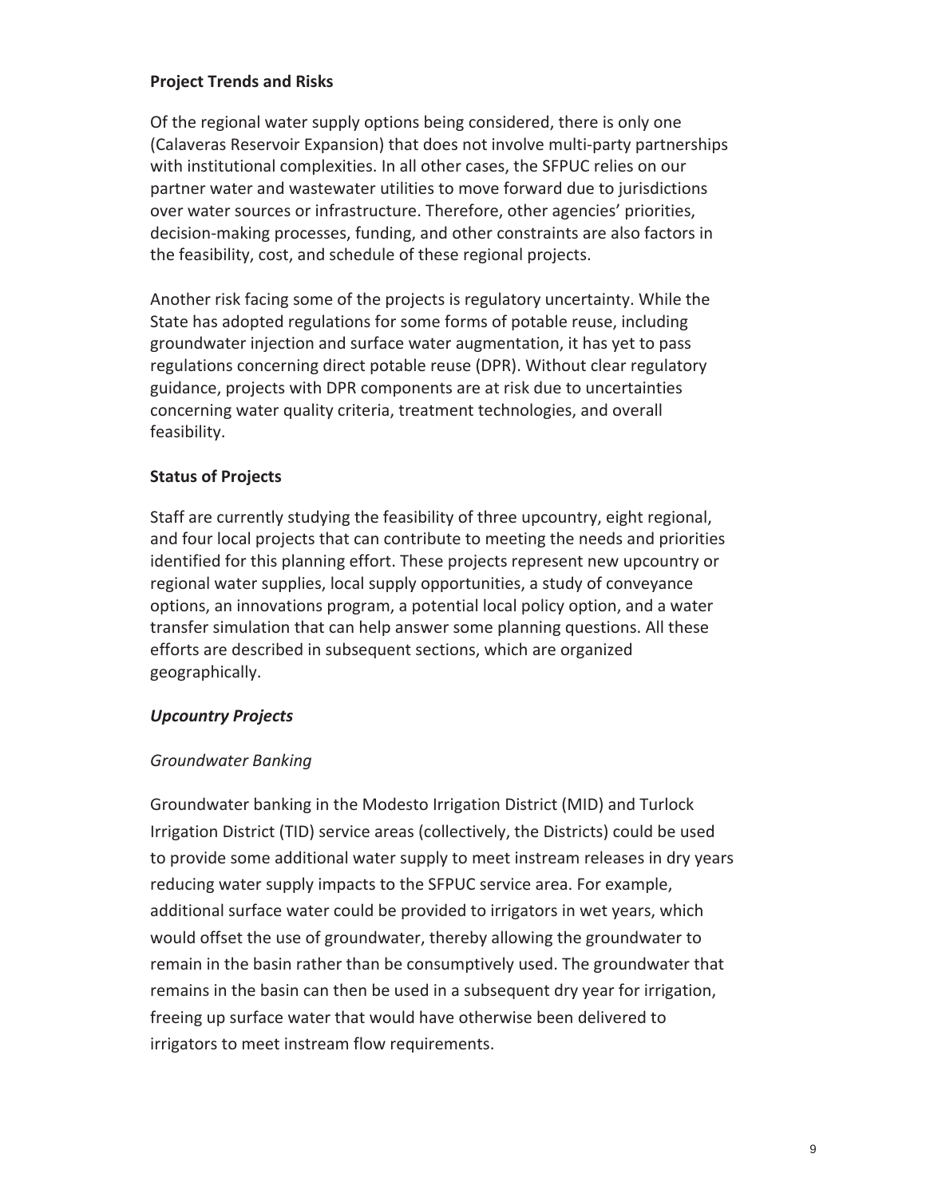**Project Trends and Risks**

Of the regional water supply options being considered, there is only one (Calaveras Reservoir Expansion) that does not involve multi-party partnerships with institutional complexities. In all other cases, the SFPUC relies on our partner water and wastewater utilities to move forward due to jurisdictions over water sources or infrastructure. Therefore, other agencies' priorities, decision-making processes, funding, and other constraints are also factors in the feasibility, cost, and schedule of these regional projects.

Another risk facing some of the projects is regulatory uncertainty. While the State has adopted regulations for some forms of potable reuse, including groundwater injection and surface water augmentation, it has yet to pass regulations concerning direct potable reuse (DPR). Without clear regulatory guidance, projects with DPR components are at risk due to uncertainties concerning water quality criteria, treatment technologies, and overall feasibility.

**Status of Projects**

Staff are currently studying the feasibility of three upcountry, eight regional, and four local projects that can contribute to meeting the needs and priorities identified for this planning effort. These projects represent new upcountry or regional water supplies, local supply opportunities, a study of conveyance options, an innovations program, a potential local policy option, and a water transfer simulation that can help answer some planning questions. All these efforts are described in subsequent sections, which are organized geographically.

***Upcountry Projects***

*Groundwater Banking*

Groundwater banking in the Modesto Irrigation District (MID) and Turlock Irrigation District (TID) service areas (collectively, the Districts) could be used to provide some additional water supply to meet instream releases in dry years reducing water supply impacts to the SFPUC service area. For example, additional surface water could be provided to irrigators in wet years, which would offset the use of groundwater, thereby allowing the groundwater to remain in the basin rather than be consumptively used. The groundwater that remains in the basin can then be used in a subsequent dry year for irrigation, freeing up surface water that would have otherwise been delivered to irrigators to meet instream flow requirements.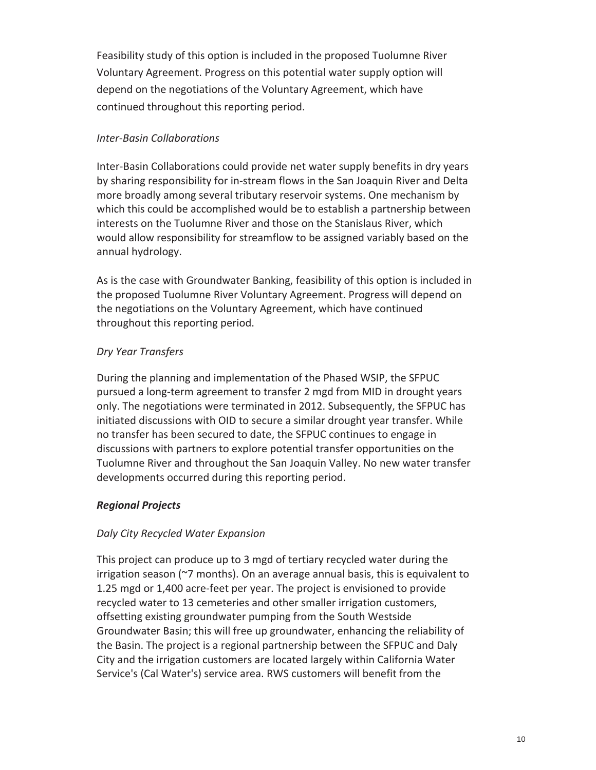Feasibility study of this option is included in the proposed Tuolumne River Voluntary Agreement. Progress on this potential water supply option will depend on the negotiations of the Voluntary Agreement, which have continued throughout this reporting period.

*Inter-Basin Collaborations*

Inter-Basin Collaborations could provide net water supply benefits in dry years by sharing responsibility for in-stream flows in the San Joaquin River and Delta more broadly among several tributary reservoir systems. One mechanism by which this could be accomplished would be to establish a partnership between interests on the Tuolumne River and those on the Stanislaus River, which would allow responsibility for streamflow to be assigned variably based on the annual hydrology.

As is the case with Groundwater Banking, feasibility of this option is included in the proposed Tuolumne River Voluntary Agreement. Progress will depend on the negotiations on the Voluntary Agreement, which have continued throughout this reporting period.

*Dry Year Transfers*

During the planning and implementation of the Phased WSIP, the SFPUC pursued a long-term agreement to transfer 2 mgd from MID in drought years only. The negotiations were terminated in 2012. Subsequently, the SFPUC has initiated discussions with OID to secure a similar drought year transfer. While no transfer has been secured to date, the SFPUC continues to engage in discussions with partners to explore potential transfer opportunities on the Tuolumne River and throughout the San Joaquin Valley. No new water transfer developments occurred during this reporting period.

***Regional Projects***

*Daly City Recycled Water Expansion*

This project can produce up to 3 mgd of tertiary recycled water during the irrigation season (~7 months). On an average annual basis, this is equivalent to 1.25 mgd or 1,400 acre-feet per year. The project is envisioned to provide recycled water to 13 cemeteries and other smaller irrigation customers, offsetting existing groundwater pumping from the South Westside Groundwater Basin; this will free up groundwater, enhancing the reliability of the Basin. The project is a regional partnership between the SFPUC and Daly City and the irrigation customers are located largely within California Water Service's (Cal Water's) service area. RWS customers will benefit from the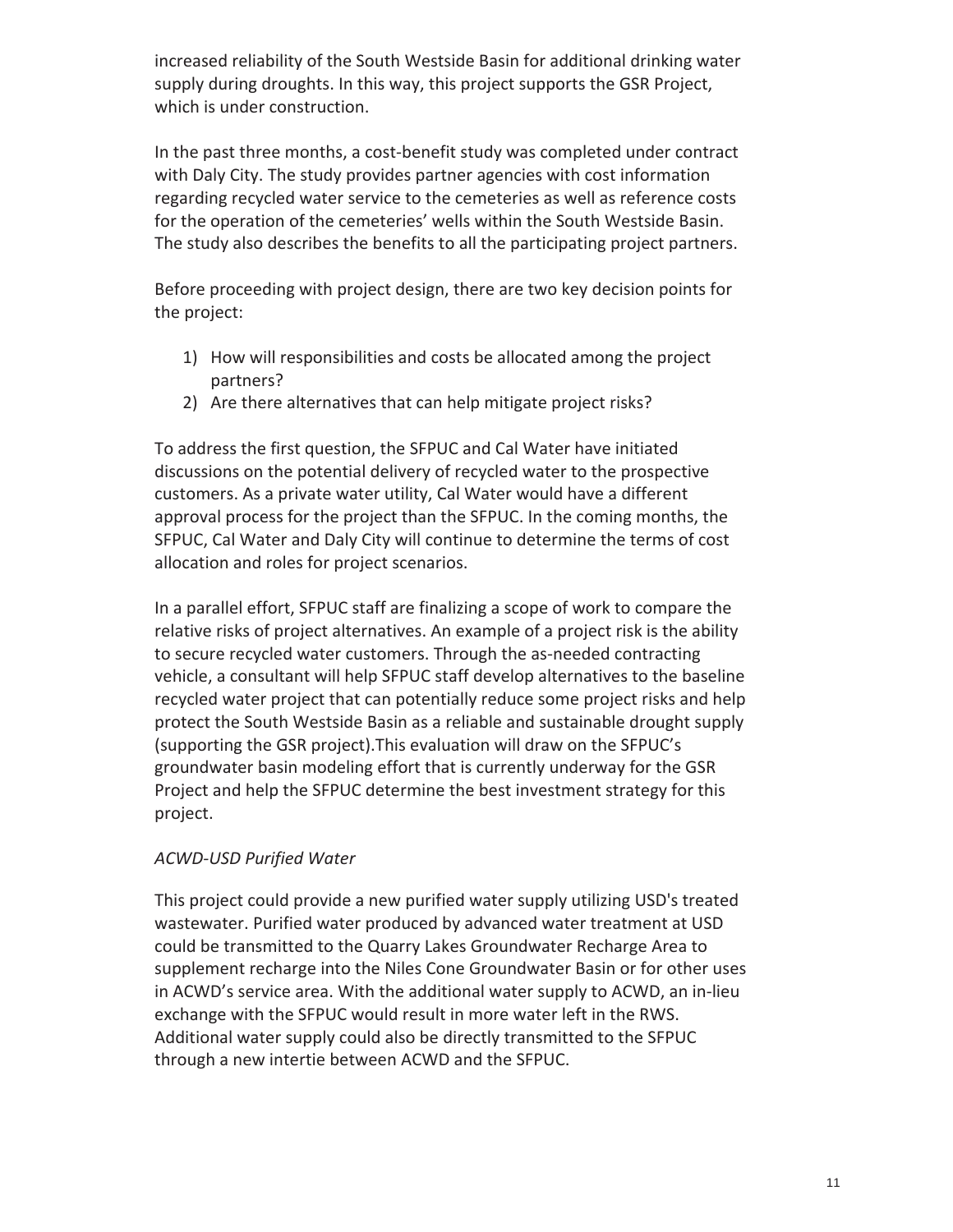increased reliability of the South Westside Basin for additional drinking water supply during droughts. In this way, this project supports the GSR Project, which is under construction.

In the past three months, a cost-benefit study was completed under contract with Daly City. The study provides partner agencies with cost information regarding recycled water service to the cemeteries as well as reference costs for the operation of the cemeteries' wells within the South Westside Basin. The study also describes the benefits to all the participating project partners.

Before proceeding with project design, there are two key decision points for the project:

1) How will responsibilities and costs be allocated among the project partners?
2) Are there alternatives that can help mitigate project risks?

To address the first question, the SFPUC and Cal Water have initiated discussions on the potential delivery of recycled water to the prospective customers. As a private water utility, Cal Water would have a different approval process for the project than the SFPUC. In the coming months, the SFPUC, Cal Water and Daly City will continue to determine the terms of cost allocation and roles for project scenarios.

In a parallel effort, SFPUC staff are finalizing a scope of work to compare the relative risks of project alternatives. An example of a project risk is the ability to secure recycled water customers. Through the as-needed contracting vehicle, a consultant will help SFPUC staff develop alternatives to the baseline recycled water project that can potentially reduce some project risks and help protect the South Westside Basin as a reliable and sustainable drought supply (supporting the GSR project).This evaluation will draw on the SFPUC's groundwater basin modeling effort that is currently underway for the GSR Project and help the SFPUC determine the best investment strategy for this project.

*ACWD-USD Purified Water*

This project could provide a new purified water supply utilizing USD's treated wastewater. Purified water produced by advanced water treatment at USD could be transmitted to the Quarry Lakes Groundwater Recharge Area to supplement recharge into the Niles Cone Groundwater Basin or for other uses in ACWD's service area. With the additional water supply to ACWD, an in-lieu exchange with the SFPUC would result in more water left in the RWS. Additional water supply could also be directly transmitted to the SFPUC through a new intertie between ACWD and the SFPUC.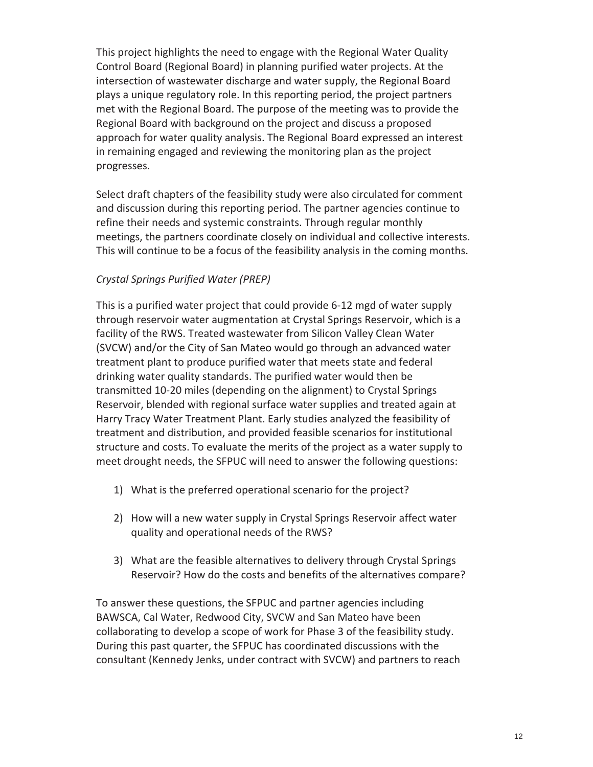This project highlights the need to engage with the Regional Water Quality Control Board (Regional Board) in planning purified water projects. At the intersection of wastewater discharge and water supply, the Regional Board plays a unique regulatory role. In this reporting period, the project partners met with the Regional Board. The purpose of the meeting was to provide the Regional Board with background on the project and discuss a proposed approach for water quality analysis. The Regional Board expressed an interest in remaining engaged and reviewing the monitoring plan as the project progresses.

Select draft chapters of the feasibility study were also circulated for comment and discussion during this reporting period. The partner agencies continue to refine their needs and systemic constraints. Through regular monthly meetings, the partners coordinate closely on individual and collective interests. This will continue to be a focus of the feasibility analysis in the coming months.

*Crystal Springs Purified Water (PREP)*

This is a purified water project that could provide 6-12 mgd of water supply through reservoir water augmentation at Crystal Springs Reservoir, which is a facility of the RWS. Treated wastewater from Silicon Valley Clean Water (SVCW) and/or the City of San Mateo would go through an advanced water treatment plant to produce purified water that meets state and federal drinking water quality standards. The purified water would then be transmitted 10-20 miles (depending on the alignment) to Crystal Springs Reservoir, blended with regional surface water supplies and treated again at Harry Tracy Water Treatment Plant. Early studies analyzed the feasibility of treatment and distribution, and provided feasible scenarios for institutional structure and costs. To evaluate the merits of the project as a water supply to meet drought needs, the SFPUC will need to answer the following questions:

1) What is the preferred operational scenario for the project?

2) How will a new water supply in Crystal Springs Reservoir affect water quality and operational needs of the RWS?

3) What are the feasible alternatives to delivery through Crystal Springs Reservoir? How do the costs and benefits of the alternatives compare?

To answer these questions, the SFPUC and partner agencies including BAWSCA, Cal Water, Redwood City, SVCW and San Mateo have been collaborating to develop a scope of work for Phase 3 of the feasibility study. During this past quarter, the SFPUC has coordinated discussions with the consultant (Kennedy Jenks, under contract with SVCW) and partners to reach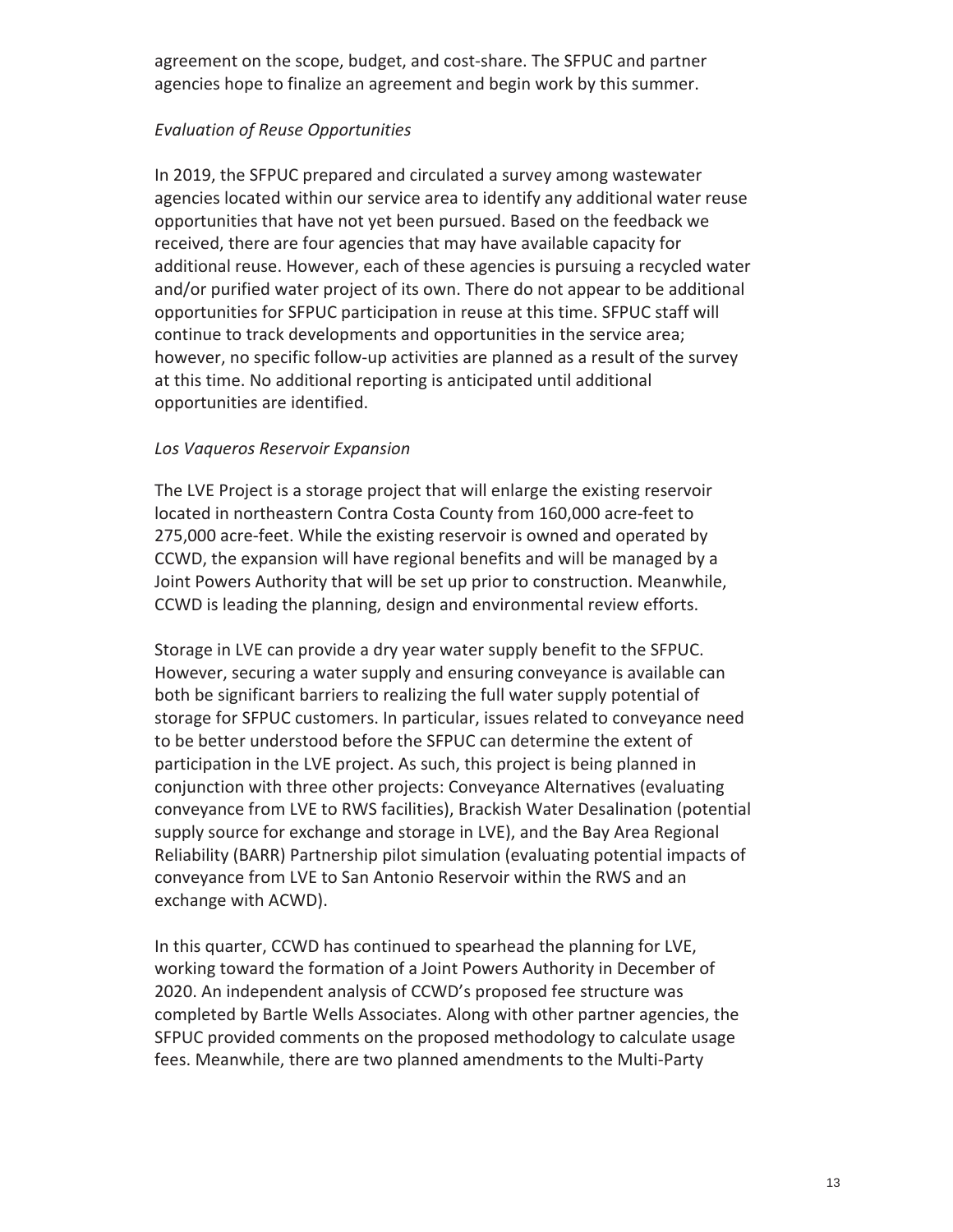agreement on the scope, budget, and cost-share. The SFPUC and partner agencies hope to finalize an agreement and begin work by this summer.

*Evaluation of Reuse Opportunities*

In 2019, the SFPUC prepared and circulated a survey among wastewater agencies located within our service area to identify any additional water reuse opportunities that have not yet been pursued. Based on the feedback we received, there are four agencies that may have available capacity for additional reuse. However, each of these agencies is pursuing a recycled water and/or purified water project of its own. There do not appear to be additional opportunities for SFPUC participation in reuse at this time. SFPUC staff will continue to track developments and opportunities in the service area; however, no specific follow-up activities are planned as a result of the survey at this time. No additional reporting is anticipated until additional opportunities are identified.

*Los Vaqueros Reservoir Expansion*

The LVE Project is a storage project that will enlarge the existing reservoir located in northeastern Contra Costa County from 160,000 acre-feet to 275,000 acre-feet. While the existing reservoir is owned and operated by CCWD, the expansion will have regional benefits and will be managed by a Joint Powers Authority that will be set up prior to construction. Meanwhile, CCWD is leading the planning, design and environmental review efforts.

Storage in LVE can provide a dry year water supply benefit to the SFPUC. However, securing a water supply and ensuring conveyance is available can both be significant barriers to realizing the full water supply potential of storage for SFPUC customers. In particular, issues related to conveyance need to be better understood before the SFPUC can determine the extent of participation in the LVE project. As such, this project is being planned in conjunction with three other projects: Conveyance Alternatives (evaluating conveyance from LVE to RWS facilities), Brackish Water Desalination (potential supply source for exchange and storage in LVE), and the Bay Area Regional Reliability (BARR) Partnership pilot simulation (evaluating potential impacts of conveyance from LVE to San Antonio Reservoir within the RWS and an exchange with ACWD).

In this quarter, CCWD has continued to spearhead the planning for LVE, working toward the formation of a Joint Powers Authority in December of 2020. An independent analysis of CCWD's proposed fee structure was completed by Bartle Wells Associates. Along with other partner agencies, the SFPUC provided comments on the proposed methodology to calculate usage fees. Meanwhile, there are two planned amendments to the Multi-Party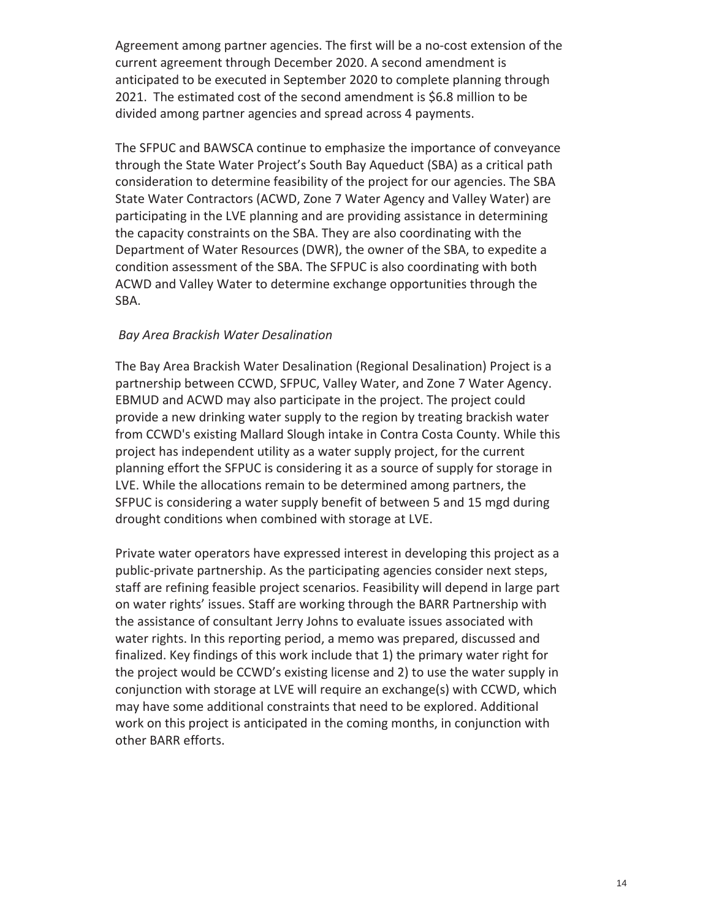Agreement among partner agencies. The first will be a no-cost extension of the current agreement through December 2020. A second amendment is anticipated to be executed in September 2020 to complete planning through 2021. The estimated cost of the second amendment is $6.8 million to be divided among partner agencies and spread across 4 payments.

The SFPUC and BAWSCA continue to emphasize the importance of conveyance through the State Water Project's South Bay Aqueduct (SBA) as a critical path consideration to determine feasibility of the project for our agencies. The SBA State Water Contractors (ACWD, Zone 7 Water Agency and Valley Water) are participating in the LVE planning and are providing assistance in determining the capacity constraints on the SBA. They are also coordinating with the Department of Water Resources (DWR), the owner of the SBA, to expedite a condition assessment of the SBA. The SFPUC is also coordinating with both ACWD and Valley Water to determine exchange opportunities through the SBA.

*Bay Area Brackish Water Desalination*

The Bay Area Brackish Water Desalination (Regional Desalination) Project is a partnership between CCWD, SFPUC, Valley Water, and Zone 7 Water Agency. EBMUD and ACWD may also participate in the project. The project could provide a new drinking water supply to the region by treating brackish water from CCWD's existing Mallard Slough intake in Contra Costa County. While this project has independent utility as a water supply project, for the current planning effort the SFPUC is considering it as a source of supply for storage in LVE. While the allocations remain to be determined among partners, the SFPUC is considering a water supply benefit of between 5 and 15 mgd during drought conditions when combined with storage at LVE.

Private water operators have expressed interest in developing this project as a public-private partnership. As the participating agencies consider next steps, staff are refining feasible project scenarios. Feasibility will depend in large part on water rights' issues. Staff are working through the BARR Partnership with the assistance of consultant Jerry Johns to evaluate issues associated with water rights. In this reporting period, a memo was prepared, discussed and finalized. Key findings of this work include that 1) the primary water right for the project would be CCWD's existing license and 2) to use the water supply in conjunction with storage at LVE will require an exchange(s) with CCWD, which may have some additional constraints that need to be explored. Additional work on this project is anticipated in the coming months, in conjunction with other BARR efforts.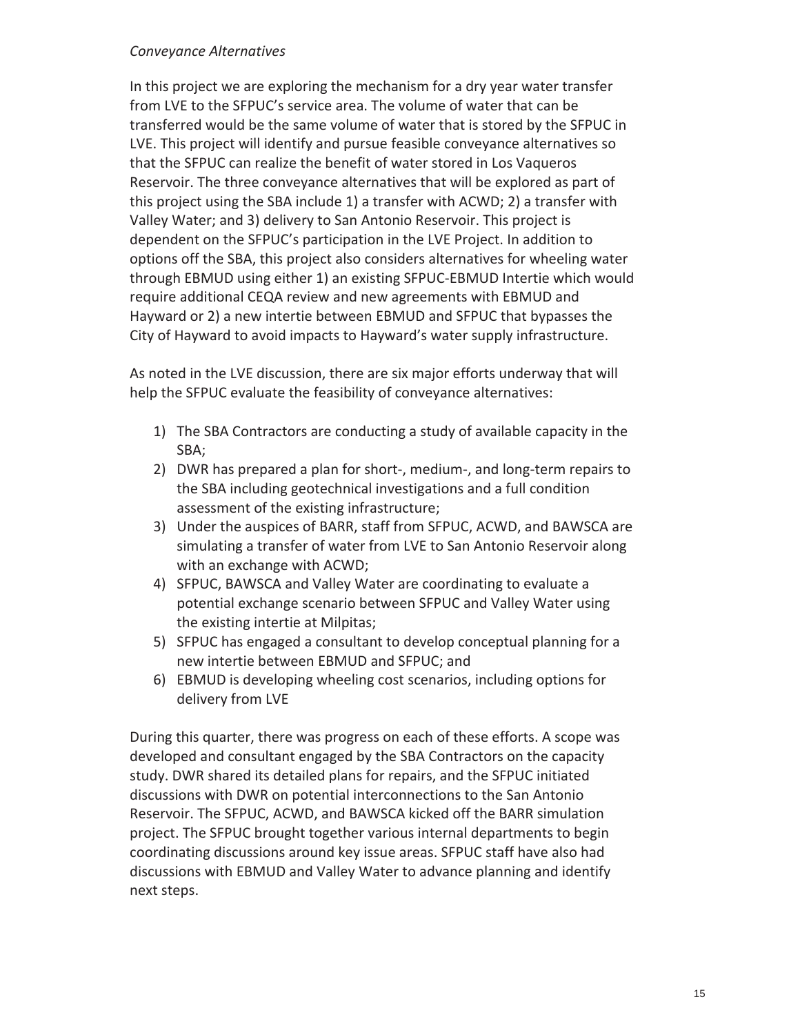*Conveyance Alternatives*

In this project we are exploring the mechanism for a dry year water transfer from LVE to the SFPUC's service area. The volume of water that can be transferred would be the same volume of water that is stored by the SFPUC in LVE. This project will identify and pursue feasible conveyance alternatives so that the SFPUC can realize the benefit of water stored in Los Vaqueros Reservoir. The three conveyance alternatives that will be explored as part of this project using the SBA include 1) a transfer with ACWD; 2) a transfer with Valley Water; and 3) delivery to San Antonio Reservoir. This project is dependent on the SFPUC's participation in the LVE Project. In addition to options off the SBA, this project also considers alternatives for wheeling water through EBMUD using either 1) an existing SFPUC-EBMUD Intertie which would require additional CEQA review and new agreements with EBMUD and Hayward or 2) a new intertie between EBMUD and SFPUC that bypasses the City of Hayward to avoid impacts to Hayward's water supply infrastructure.

As noted in the LVE discussion, there are six major efforts underway that will help the SFPUC evaluate the feasibility of conveyance alternatives:

1) The SBA Contractors are conducting a study of available capacity in the SBA;
2) DWR has prepared a plan for short-, medium-, and long-term repairs to the SBA including geotechnical investigations and a full condition assessment of the existing infrastructure;
3) Under the auspices of BARR, staff from SFPUC, ACWD, and BAWSCA are simulating a transfer of water from LVE to San Antonio Reservoir along with an exchange with ACWD;
4) SFPUC, BAWSCA and Valley Water are coordinating to evaluate a potential exchange scenario between SFPUC and Valley Water using the existing intertie at Milpitas;
5) SFPUC has engaged a consultant to develop conceptual planning for a new intertie between EBMUD and SFPUC; and
6) EBMUD is developing wheeling cost scenarios, including options for delivery from LVE

During this quarter, there was progress on each of these efforts. A scope was developed and consultant engaged by the SBA Contractors on the capacity study. DWR shared its detailed plans for repairs, and the SFPUC initiated discussions with DWR on potential interconnections to the San Antonio Reservoir. The SFPUC, ACWD, and BAWSCA kicked off the BARR simulation project. The SFPUC brought together various internal departments to begin coordinating discussions around key issue areas. SFPUC staff have also had discussions with EBMUD and Valley Water to advance planning and identify next steps.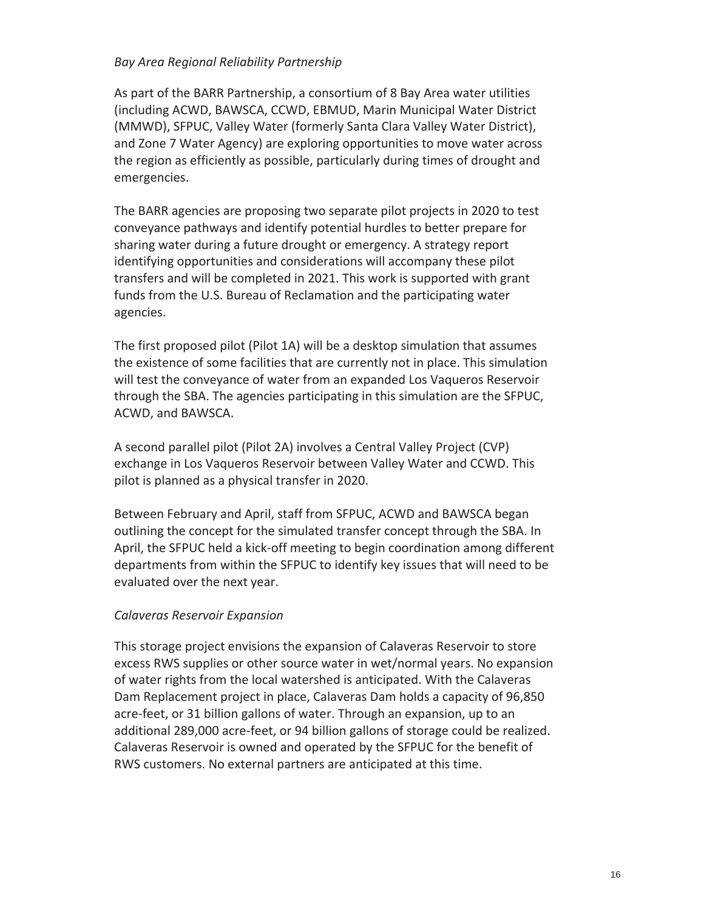*Bay Area Regional Reliability Partnership*

As part of the BARR Partnership, a consortium of 8 Bay Area water utilities (including ACWD, BAWSCA, CCWD, EBMUD, Marin Municipal Water District (MMWD), SFPUC, Valley Water (formerly Santa Clara Valley Water District), and Zone 7 Water Agency) are exploring opportunities to move water across the region as efficiently as possible, particularly during times of drought and emergencies.

The BARR agencies are proposing two separate pilot projects in 2020 to test conveyance pathways and identify potential hurdles to better prepare for sharing water during a future drought or emergency. A strategy report identifying opportunities and considerations will accompany these pilot transfers and will be completed in 2021. This work is supported with grant funds from the U.S. Bureau of Reclamation and the participating water agencies.

The first proposed pilot (Pilot 1A) will be a desktop simulation that assumes the existence of some facilities that are currently not in place. This simulation will test the conveyance of water from an expanded Los Vaqueros Reservoir through the SBA. The agencies participating in this simulation are the SFPUC, ACWD, and BAWSCA.

A second parallel pilot (Pilot 2A) involves a Central Valley Project (CVP) exchange in Los Vaqueros Reservoir between Valley Water and CCWD. This pilot is planned as a physical transfer in 2020.

Between February and April, staff from SFPUC, ACWD and BAWSCA began outlining the concept for the simulated transfer concept through the SBA. In April, the SFPUC held a kick-off meeting to begin coordination among different departments from within the SFPUC to identify key issues that will need to be evaluated over the next year.

*Calaveras Reservoir Expansion*

This storage project envisions the expansion of Calaveras Reservoir to store excess RWS supplies or other source water in wet/normal years. No expansion of water rights from the local watershed is anticipated. With the Calaveras Dam Replacement project in place, Calaveras Dam holds a capacity of 96,850 acre-feet, or 31 billion gallons of water. Through an expansion, up to an additional 289,000 acre-feet, or 94 billion gallons of storage could be realized. Calaveras Reservoir is owned and operated by the SFPUC for the benefit of RWS customers. No external partners are anticipated at this time.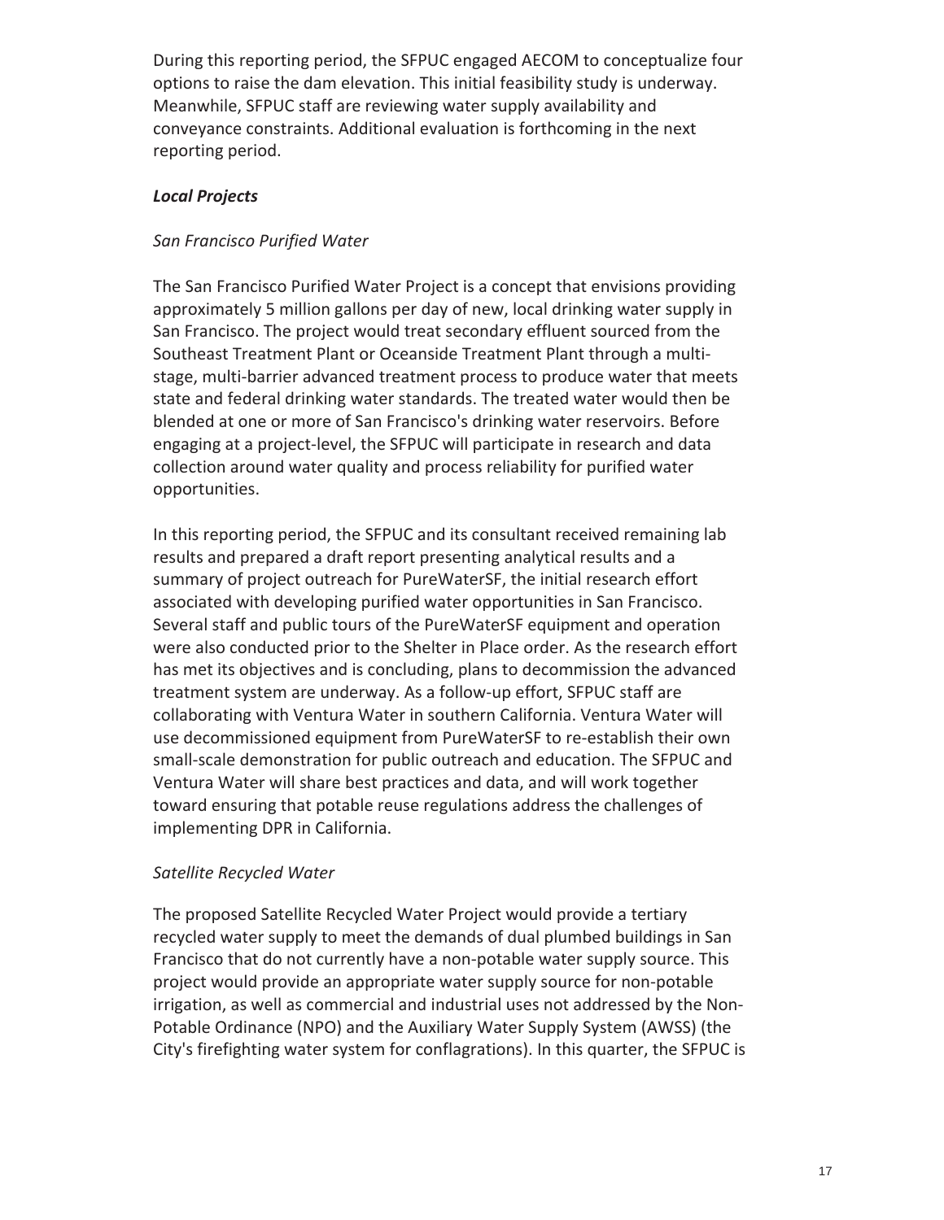During this reporting period, the SFPUC engaged AECOM to conceptualize four options to raise the dam elevation. This initial feasibility study is underway. Meanwhile, SFPUC staff are reviewing water supply availability and conveyance constraints. Additional evaluation is forthcoming in the next reporting period.

***Local Projects***

*San Francisco Purified Water*

The San Francisco Purified Water Project is a concept that envisions providing approximately 5 million gallons per day of new, local drinking water supply in San Francisco. The project would treat secondary effluent sourced from the Southeast Treatment Plant or Oceanside Treatment Plant through a multi-stage, multi-barrier advanced treatment process to produce water that meets state and federal drinking water standards. The treated water would then be blended at one or more of San Francisco's drinking water reservoirs. Before engaging at a project-level, the SFPUC will participate in research and data collection around water quality and process reliability for purified water opportunities.

In this reporting period, the SFPUC and its consultant received remaining lab results and prepared a draft report presenting analytical results and a summary of project outreach for PureWaterSF, the initial research effort associated with developing purified water opportunities in San Francisco. Several staff and public tours of the PureWaterSF equipment and operation were also conducted prior to the Shelter in Place order. As the research effort has met its objectives and is concluding, plans to decommission the advanced treatment system are underway. As a follow-up effort, SFPUC staff are collaborating with Ventura Water in southern California. Ventura Water will use decommissioned equipment from PureWaterSF to re-establish their own small-scale demonstration for public outreach and education. The SFPUC and Ventura Water will share best practices and data, and will work together toward ensuring that potable reuse regulations address the challenges of implementing DPR in California.

*Satellite Recycled Water*

The proposed Satellite Recycled Water Project would provide a tertiary recycled water supply to meet the demands of dual plumbed buildings in San Francisco that do not currently have a non-potable water supply source. This project would provide an appropriate water supply source for non-potable irrigation, as well as commercial and industrial uses not addressed by the Non-Potable Ordinance (NPO) and the Auxiliary Water Supply System (AWSS) (the City's firefighting water system for conflagrations). In this quarter, the SFPUC is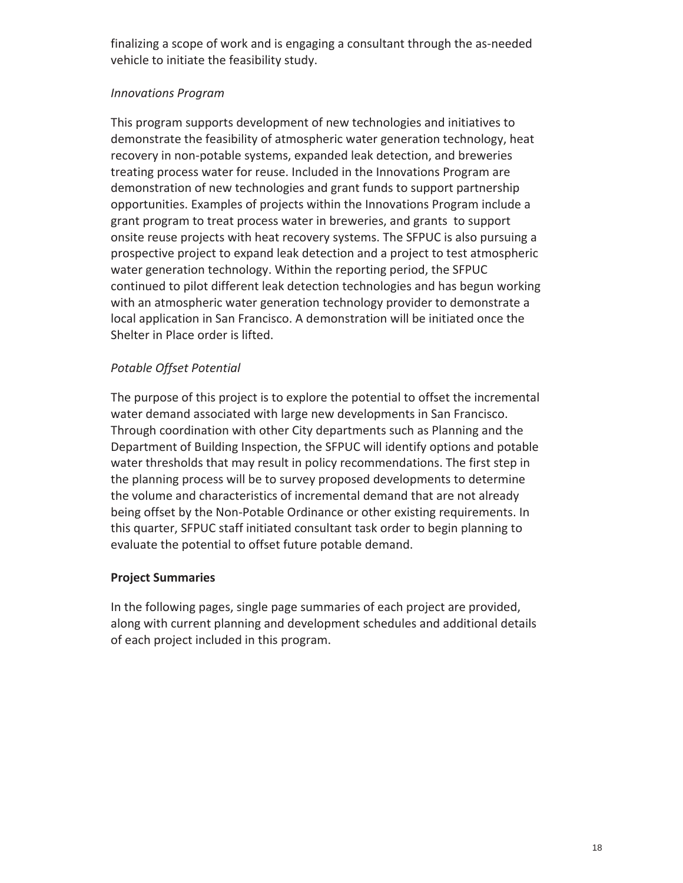finalizing a scope of work and is engaging a consultant through the as-needed vehicle to initiate the feasibility study.

*Innovations Program*

This program supports development of new technologies and initiatives to demonstrate the feasibility of atmospheric water generation technology, heat recovery in non-potable systems, expanded leak detection, and breweries treating process water for reuse. Included in the Innovations Program are demonstration of new technologies and grant funds to support partnership opportunities. Examples of projects within the Innovations Program include a grant program to treat process water in breweries, and grants to support onsite reuse projects with heat recovery systems. The SFPUC is also pursuing a prospective project to expand leak detection and a project to test atmospheric water generation technology. Within the reporting period, the SFPUC continued to pilot different leak detection technologies and has begun working with an atmospheric water generation technology provider to demonstrate a local application in San Francisco. A demonstration will be initiated once the Shelter in Place order is lifted.

*Potable Offset Potential*

The purpose of this project is to explore the potential to offset the incremental water demand associated with large new developments in San Francisco. Through coordination with other City departments such as Planning and the Department of Building Inspection, the SFPUC will identify options and potable water thresholds that may result in policy recommendations. The first step in the planning process will be to survey proposed developments to determine the volume and characteristics of incremental demand that are not already being offset by the Non-Potable Ordinance or other existing requirements. In this quarter, SFPUC staff initiated consultant task order to begin planning to evaluate the potential to offset future potable demand.

**Project Summaries**

In the following pages, single page summaries of each project are provided, along with current planning and development schedules and additional details of each project included in this program.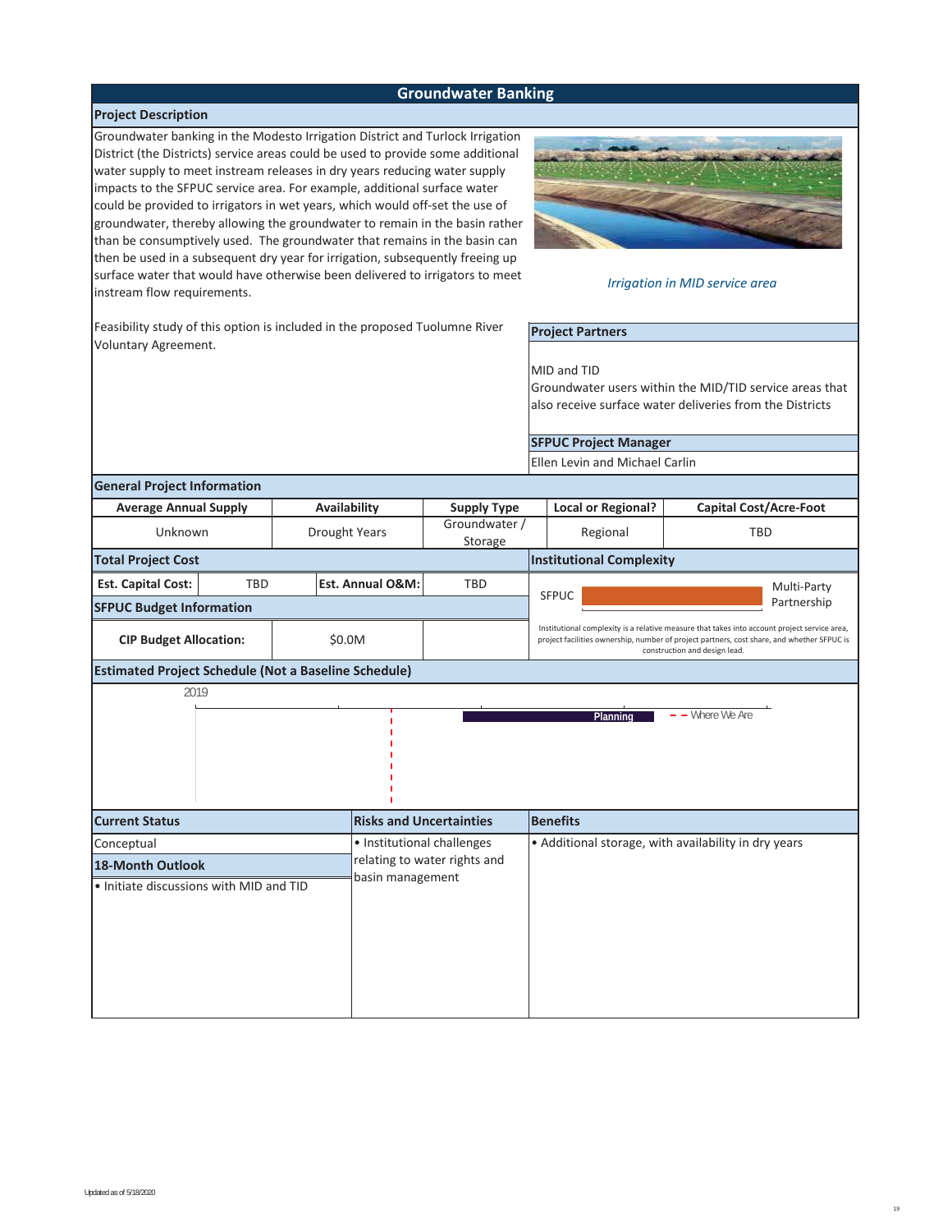# Groundwater Banking

## Project Description

Groundwater banking in the Modesto Irrigation District and Turlock Irrigation District (the Districts) service areas could be used to provide some additional water supply to meet instream releases in dry years reducing water supply impacts to the SFPUC service area. For example, additional surface water could be provided to irrigators in wet years, which would off-set the use of groundwater, thereby allowing the groundwater to remain in the basin rather than be consumptively used. The groundwater that remains in the basin can then be used in a subsequent dry year for irrigation, subsequently freeing up surface water that would have otherwise been delivered to irrigators to meet instream flow requirements.

Feasibility study of this option is included in the proposed Tuolumne River Voluntary Agreement.

*Irrigation in MID service area*

## Project Partners

MID and TID
Groundwater users within the MID/TID service areas that also receive surface water deliveries from the Districts

## SFPUC Project Manager

Ellen Levin and Michael Carlin

## General Project Information

| Average Annual Supply | Availability | Supply Type | Local or Regional? | Capital Cost/Acre-Foot |
|---|---|---|---|---|
| Unknown | Drought Years | Groundwater / Storage | Regional | TBD |

## Total Project Cost

| Est. Capital Cost: | TBD | Est. Annual O&M: | TBD |
|---|---|---|---|

## SFPUC Budget Information

| CIP Budget Allocation: | $0.0M |
|---|---|

## Institutional Complexity

SFPUC — Multi-Party Partnership

Institutional complexity is a relative measure that takes into account project service area, project facilities ownership, number of project partners, cost share, and whether SFPUC is construction and design lead.

## Estimated Project Schedule (Not a Baseline Schedule)

2019

Planning

Where We Are

## Current Status

Conceptual

## 18-Month Outlook

- Initiate discussions with MID and TID

## Risks and Uncertainties

- Institutional challenges relating to water rights and basin management

## Benefits

- Additional storage, with availability in dry years

Updated as of 5/18/2020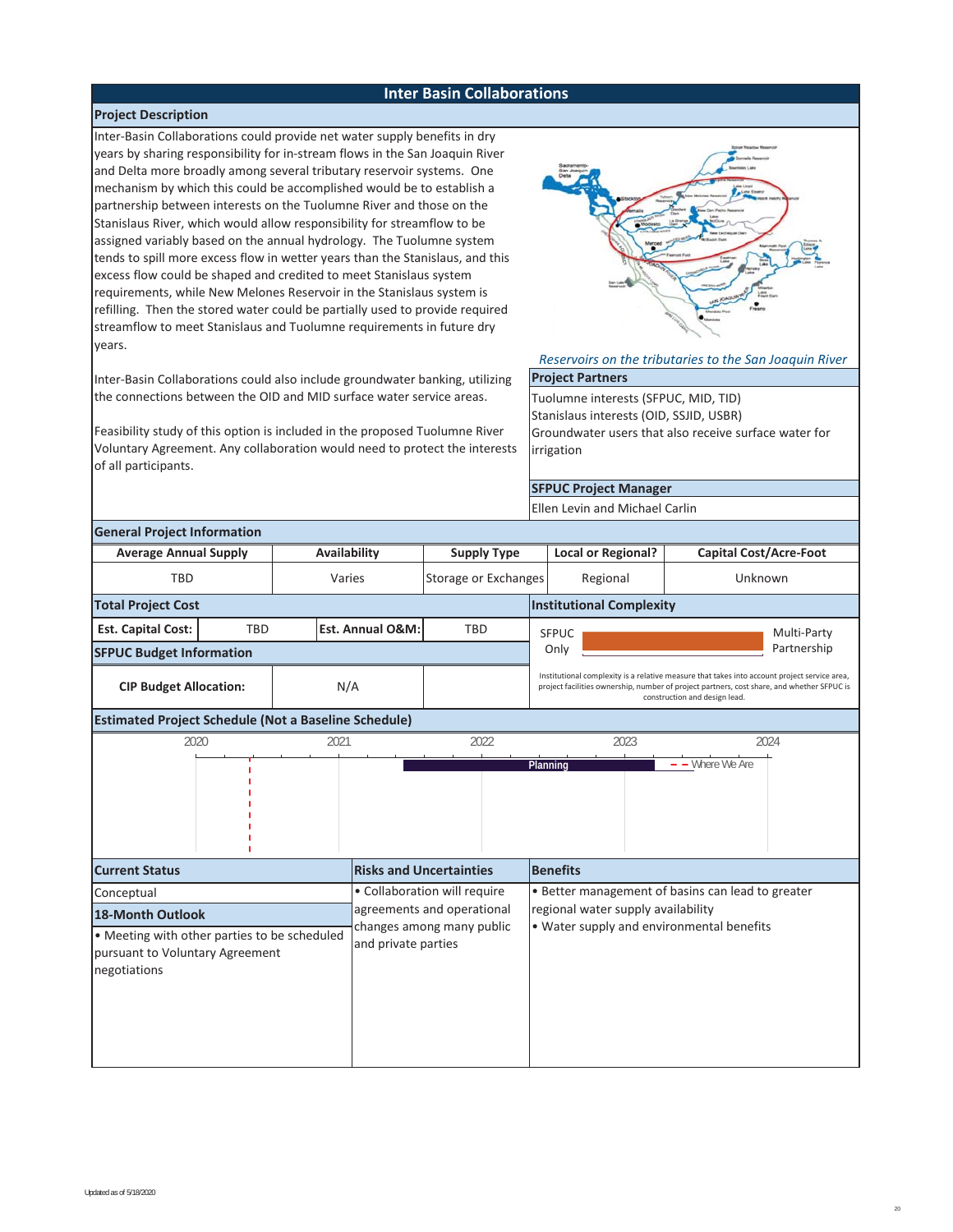# Inter Basin Collaborations

## Project Description

Inter-Basin Collaborations could provide net water supply benefits in dry years by sharing responsibility for in-stream flows in the San Joaquin River and Delta more broadly among several tributary reservoir systems. One mechanism by which this could be accomplished would be to establish a partnership between interests on the Tuolumne River and those on the Stanislaus River, which would allow responsibility for streamflow to be assigned variably based on the annual hydrology. The Tuolumne system tends to spill more excess flow in wetter years than the Stanislaus, and this excess flow could be shaped and credited to meet Stanislaus system requirements, while New Melones Reservoir in the Stanislaus system is refilling. Then the stored water could be partially used to provide required streamflow to meet Stanislaus and Tuolumne requirements in future dry years.

Inter-Basin Collaborations could also include groundwater banking, utilizing the connections between the OID and MID surface water service areas.

Feasibility study of this option is included in the proposed Tuolumne River Voluntary Agreement. Any collaboration would need to protect the interests of all participants.

*Reservoirs on the tributaries to the San Joaquin River*

## Project Partners

Tuolumne interests (SFPUC, MID, TID)
Stanislaus interests (OID, SSJID, USBR)
Groundwater users that also receive surface water for irrigation

## SFPUC Project Manager

Ellen Levin and Michael Carlin

## General Project Information

| Average Annual Supply | Availability | Supply Type | Local or Regional? | Capital Cost/Acre-Foot |
|---|---|---|---|---|
| TBD | Varies | Storage or Exchanges | Regional | Unknown |

## Total Project Cost

| Est. Capital Cost: | TBD | Est. Annual O&M: | TBD |
|---|---|---|---|

## Institutional Complexity

SFPUC Only — Multi-Party Partnership

Institutional complexity is a relative measure that takes into account project service area, project facilities ownership, number of project partners, cost share, and whether SFPUC is construction and design lead.

## SFPUC Budget Information

| CIP Budget Allocation: | N/A |
|---|---|

## Estimated Project Schedule (Not a Baseline Schedule)

2020 | 2021 | 2022 | 2023 | 2024

Planning

Where We Are

## Current Status

Conceptual

## 18-Month Outlook

- Meeting with other parties to be scheduled pursuant to Voluntary Agreement negotiations

## Risks and Uncertainties

- Collaboration will require agreements and operational changes among many public and private parties

## Benefits

- Better management of basins can lead to greater regional water supply availability
- Water supply and environmental benefits

Updated as of 5/18/2020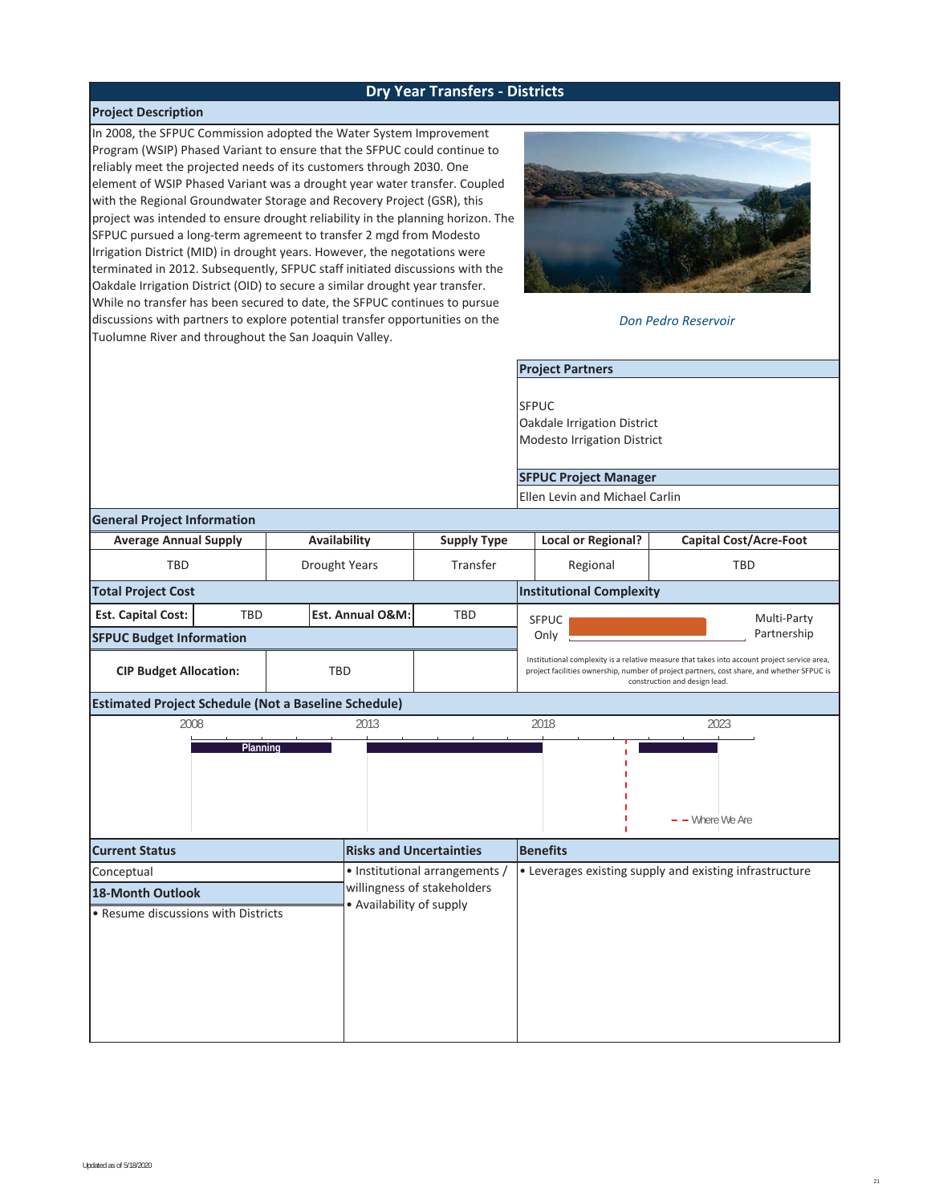# Dry Year Transfers - Districts

## Project Description

In 2008, the SFPUC Commission adopted the Water System Improvement Program (WSIP) Phased Variant to ensure that the SFPUC could continue to reliably meet the projected needs of its customers through 2030. One element of WSIP Phased Variant was a drought year water transfer. Coupled with the Regional Groundwater Storage and Recovery Project (GSR), this project was intended to ensure drought reliability in the planning horizon. The SFPUC pursued a long-term agremeent to transfer 2 mgd from Modesto Irrigation District (MID) in drought years. However, the negotations were terminated in 2012. Subsequently, SFPUC staff initiated discussions with the Oakdale Irrigation District (OID) to secure a similar drought year transfer. While no transfer has been secured to date, the SFPUC continues to pursue discussions with partners to explore potential transfer opportunities on the Tuolumne River and throughout the San Joaquin Valley.

*Don Pedro Reservoir*

## Project Partners

SFPUC
Oakdale Irrigation District
Modesto Irrigation District

## SFPUC Project Manager

Ellen Levin and Michael Carlin

## General Project Information

| Average Annual Supply | Availability | Supply Type | Local or Regional? | Capital Cost/Acre-Foot |
|---|---|---|---|---|
| TBD | Drought Years | Transfer | Regional | TBD |

## Total Project Cost

| Est. Capital Cost: | TBD | Est. Annual O&M: | TBD |
|---|---|---|---|

## Institutional Complexity

SFPUC Only — Multi-Party Partnership

Institutional complexity is a relative measure that takes into account project service area, project facilities ownership, number of project partners, cost share, and whether SFPUC is construction and design lead.

## SFPUC Budget Information

| CIP Budget Allocation: | TBD |
|---|---|

## Estimated Project Schedule (Not a Baseline Schedule)

2008 | 2013 | 2018 | 2023

Planning

– – Where We Are

## Current Status

Conceptual

## 18-Month Outlook

- Resume discussions with Districts

## Risks and Uncertainties

- Institutional arrangements / willingness of stakeholders
- Availability of supply

## Benefits

- Leverages existing supply and existing infrastructure

Updated as of 5/18/2020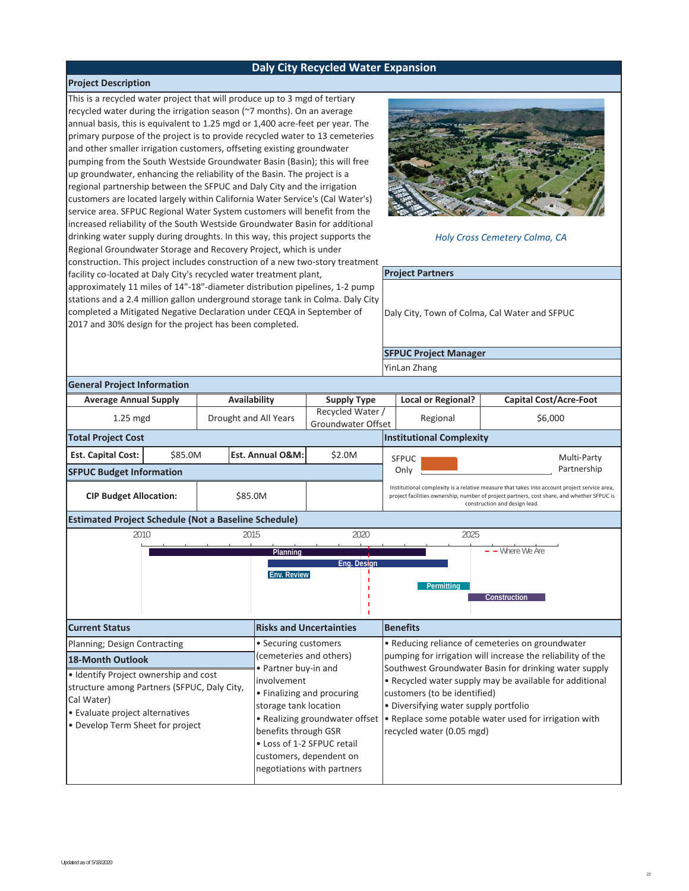# Daly City Recycled Water Expansion

## Project Description

This is a recycled water project that will produce up to 3 mgd of tertiary recycled water during the irrigation season (~7 months). On an average annual basis, this is equivalent to 1.25 mgd or 1,400 acre-feet per year. The primary purpose of the project is to provide recycled water to 13 cemeteries and other smaller irrigation customers, offseting existing groundwater pumping from the South Westside Groundwater Basin (Basin); this will free up groundwater, enhancing the reliability of the Basin. The project is a regional partnership between the SFPUC and Daly City and the irrigation customers are located largely within California Water Service's (Cal Water's) service area. SFPUC Regional Water System customers will benefit from the increased reliability of the South Westside Groundwater Basin for additional drinking water supply during droughts. In this way, this project supports the Regional Groundwater Storage and Recovery Project, which is under construction. This project includes construction of a new two-story treatment facility co-located at Daly City's recycled water treatment plant, approximately 11 miles of 14"-18"-diameter distribution pipelines, 1-2 pump stations and a 2.4 million gallon underground storage tank in Colma. Daly City completed a Mitigated Negative Declaration under CEQA in September of 2017 and 30% design for the project has been completed.

*Holy Cross Cemetery Colma, CA*

### Project Partners

Daly City, Town of Colma, Cal Water and SFPUC

### SFPUC Project Manager

YinLan Zhang

## General Project Information

| Average Annual Supply | Availability | Supply Type | Local or Regional? | Capital Cost/Acre-Foot |
|---|---|---|---|---|
| 1.25 mgd | Drought and All Years | Recycled Water / Groundwater Offset | Regional | $6,000 |

### Total Project Cost

| Est. Capital Cost: | $85.0M | Est. Annual O&M: | $2.0M |
|---|---|---|---|

### SFPUC Budget Information

| CIP Budget Allocation: | $85.0M |
|---|---|

### Institutional Complexity

SFPUC Only — Multi-Party Partnership

Institutional complexity is a relative measure that takes into account project service area, project facilities ownership, number of project partners, cost share, and whether SFPUC is construction and design lead.

## Estimated Project Schedule (Not a Baseline Schedule)

2010
2015
2020
2025
Planning
Eng. Design
Env. Review
Permitting
Construction
Where We Are

## Current Status

Planning; Design Contracting

### 18-Month Outlook

- Identify Project ownership and cost structure among Partners (SFPUC, Daly City, Cal Water)
- Evaluate project alternatives
- Develop Term Sheet for project

## Risks and Uncertainties

- Securing customers (cemeteries and others)
- Partner buy-in and involvement
- Finalizing and procuring storage tank location
- Realizing groundwater offset benefits through GSR
- Loss of 1-2 SFPUC retail customers, dependent on negotiations with partners

## Benefits

- Reducing reliance of cemeteries on groundwater pumping for irrigation will increase the reliability of the Southwest Groundwater Basin for drinking water supply
- Recycled water supply may be available for additional customers (to be identified)
- Diversifying water supply portfolio
- Replace some potable water used for irrigation with recycled water (0.05 mgd)

Updated as of 5/18/2020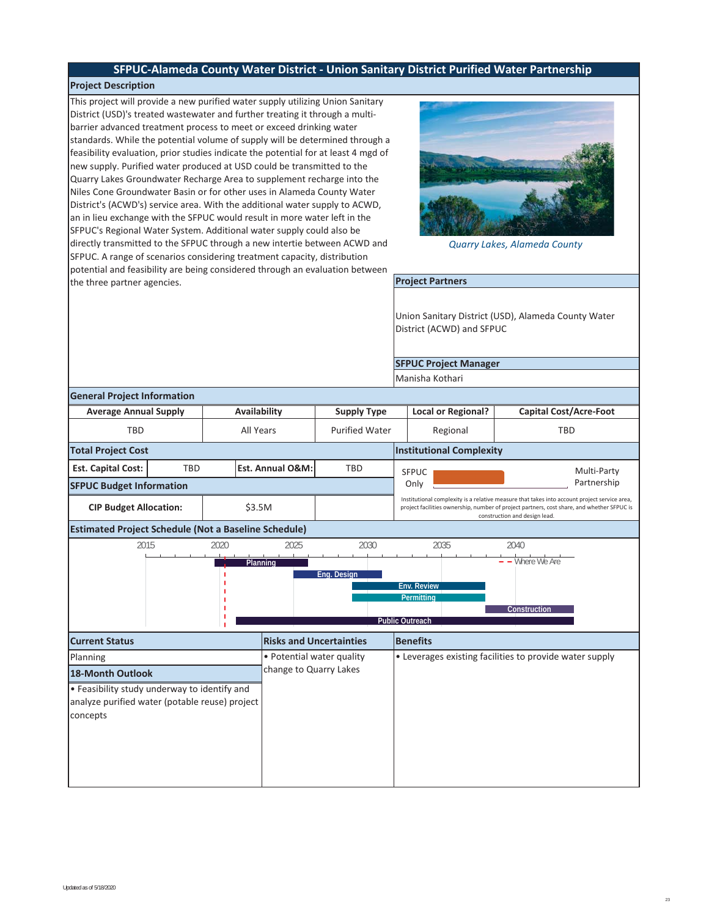# SFPUC-Alameda County Water District - Union Sanitary District Purified Water Partnership

## Project Description

This project will provide a new purified water supply utilizing Union Sanitary District (USD)'s treated wastewater and further treating it through a multi-barrier advanced treatment process to meet or exceed drinking water standards. While the potential volume of supply will be determined through a feasibility evaluation, prior studies indicate the potential for at least 4 mgd of new supply. Purified water produced at USD could be transmitted to the Quarry Lakes Groundwater Recharge Area to supplement recharge into the Niles Cone Groundwater Basin or for other uses in Alameda County Water District's (ACWD's) service area. With the additional water supply to ACWD, an in lieu exchange with the SFPUC would result in more water left in the SFPUC's Regional Water System. Additional water supply could also be directly transmitted to the SFPUC through a new intertie between ACWD and SFPUC. A range of scenarios considering treatment capacity, distribution potential and feasibility are being considered through an evaluation between the three partner agencies.

*Quarry Lakes, Alameda County*

## Project Partners

Union Sanitary District (USD), Alameda County Water District (ACWD) and SFPUC

## SFPUC Project Manager

Manisha Kothari

## General Project Information

| Average Annual Supply | Availability | Supply Type | Local or Regional? | Capital Cost/Acre-Foot |
|---|---|---|---|---|
| TBD | All Years | Purified Water | Regional | TBD |

## Total Project Cost

| | | | |
|---|---|---|---|
| **Est. Capital Cost:** | TBD | **Est. Annual O&M:** | TBD |

## SFPUC Budget Information

| | |
|---|---|
| **CIP Budget Allocation:** | $3.5M |

## Institutional Complexity

SFPUC Only — Multi-Party Partnership

Institutional complexity is a relative measure that takes into account project service area, project facilities ownership, number of project partners, cost share, and whether SFPUC is construction and design lead.

## Estimated Project Schedule (Not a Baseline Schedule)

2015 2020 2025 2030 2035 2040

Where We Are

Planning

Eng. Design

Env. Review

Permitting

Construction

Public Outreach

## Current Status

Planning

## 18-Month Outlook

- Feasibility study underway to identify and analyze purified water (potable reuse) project concepts

## Risks and Uncertainties

- Potential water quality change to Quarry Lakes

## Benefits

- Leverages existing facilities to provide water supply

Updated as of 5/18/2020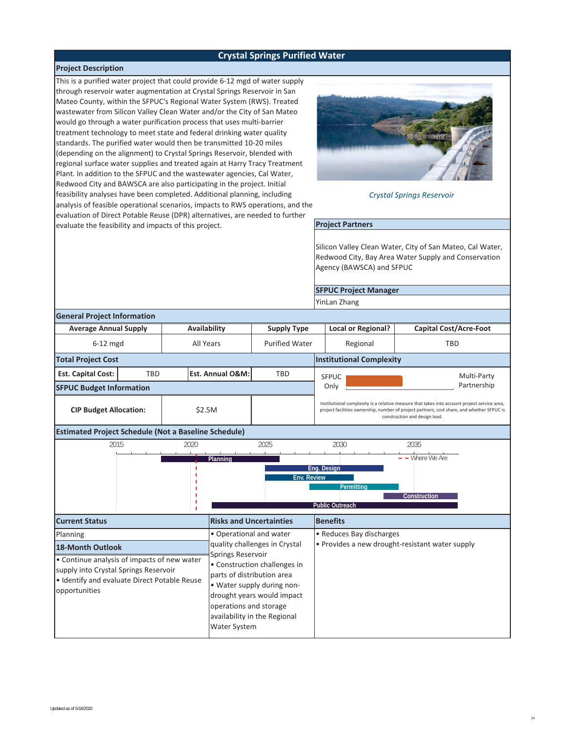# Crystal Springs Purified Water

## Project Description

This is a purified water project that could provide 6-12 mgd of water supply through reservoir water augmentation at Crystal Springs Reservoir in San Mateo County, within the SFPUC's Regional Water System (RWS). Treated wastewater from Silicon Valley Clean Water and/or the City of San Mateo would go through a water purification process that uses multi-barrier treatment technology to meet state and federal drinking water quality standards. The purified water would then be transmitted 10-20 miles (depending on the alignment) to Crystal Springs Reservoir, blended with regional surface water supplies and treated again at Harry Tracy Treatment Plant. In addition to the SFPUC and the wastewater agencies, Cal Water, Redwood City and BAWSCA are also participating in the project. Initial feasibility analyses have been completed. Additional planning, including analysis of feasible operational scenarios, impacts to RWS operations, and the evaluation of Direct Potable Reuse (DPR) alternatives, are needed to further evaluate the feasibility and impacts of this project.

*Crystal Springs Reservoir*

## Project Partners

Silicon Valley Clean Water, City of San Mateo, Cal Water, Redwood City, Bay Area Water Supply and Conservation Agency (BAWSCA) and SFPUC

## SFPUC Project Manager

YinLan Zhang

## General Project Information

| Average Annual Supply | Availability | Supply Type | Local or Regional? | Capital Cost/Acre-Foot |
|---|---|---|---|---|
| 6-12 mgd | All Years | Purified Water | Regional | TBD |

## Total Project Cost

| Est. Capital Cost: | TBD | Est. Annual O&M: | TBD |
|---|---|---|---|

## SFPUC Budget Information

| CIP Budget Allocation: | $2.5M |
|---|---|

## Institutional Complexity

SFPUC Only — Multi-Party Partnership

Institutional complexity is a relative measure that takes into account project service area, project facilities ownership, number of project partners, cost share, and whether SFPUC is construction and design lead.

## Estimated Project Schedule (Not a Baseline Schedule)

2015 2020 2025 2030 2035

Where We Are

Planning

Eng. Design

Env. Review

Permitting

Construction

Public Outreach

## Current Status

Planning

## 18-Month Outlook

- Continue analysis of impacts of new water supply into Crystal Springs Reservoir
- Identify and evaluate Direct Potable Reuse opportunities

## Risks and Uncertainties

- Operational and water quality challenges in Crystal Springs Reservoir
- Construction challenges in parts of distribution area
- Water supply during non-drought years would impact operations and storage availability in the Regional Water System

## Benefits

- Reduces Bay discharges
- Provides a new drought-resistant water supply

Updated as of 5/18/2020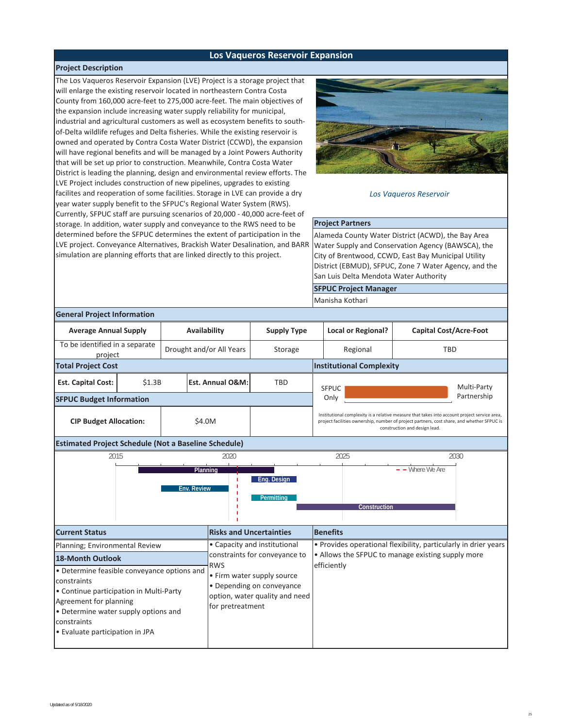# Los Vaqueros Reservoir Expansion

## Project Description

The Los Vaqueros Reservoir Expansion (LVE) Project is a storage project that will enlarge the existing reservoir located in northeastern Contra Costa County from 160,000 acre-feet to 275,000 acre-feet. The main objectives of the expansion include increasing water supply reliability for municipal, industrial and agricultural customers as well as ecosystem benefits to south-of-Delta wildlife refuges and Delta fisheries. While the existing reservoir is owned and operated by Contra Costa Water District (CCWD), the expansion will have regional benefits and will be managed by a Joint Powers Authority that will be set up prior to construction. Meanwhile, Contra Costa Water District is leading the planning, design and environmental review efforts. The LVE Project includes construction of new pipelines, upgrades to existing facilites and reoperation of some facilities. Storage in LVE can provide a dry year water supply benefit to the SFPUC's Regional Water System (RWS). Currently, SFPUC staff are pursuing scenarios of 20,000 - 40,000 acre-feet of storage. In addition, water supply and conveyance to the RWS need to be determined before the SFPUC determines the extent of participation in the LVE project. Conveyance Alternatives, Brackish Water Desalination, and BARR simulation are planning efforts that are linked directly to this project.

*Los Vaqueros Reservoir*

## Project Partners

Alameda County Water District (ACWD), the Bay Area Water Supply and Conservation Agency (BAWSCA), the City of Brentwood, CCWD, East Bay Municipal Utility District (EBMUD), SFPUC, Zone 7 Water Agency, and the San Luis Delta Mendota Water Authority

## SFPUC Project Manager

Manisha Kothari

## General Project Information

| Average Annual Supply | Availability | Supply Type | Local or Regional? | Capital Cost/Acre-Foot |
|---|---|---|---|---|
| To be identified in a separate project | Drought and/or All Years | Storage | Regional | TBD |

## Total Project Cost

| | | | |
|---|---|---|---|
| Est. Capital Cost: | $1.3B | Est. Annual O&M: | TBD |

## Institutional Complexity

SFPUC Only — Multi-Party Partnership

Institutional complexity is a relative measure that takes into account project service area, project facilities ownership, number of project partners, cost share, and whether SFPUC is construction and design lead.

## SFPUC Budget Information

| | |
|---|---|
| CIP Budget Allocation: | $4.0M |

## Estimated Project Schedule (Not a Baseline Schedule)

2015
2020
2025
2030

Planning
Env. Review
Eng. Design
Permitting
Construction
Where We Are

## Current Status

Planning; Environmental Review

## 18-Month Outlook

- Determine feasible conveyance options and constraints
- Continue participation in Multi-Party Agreement for planning
- Determine water supply options and constraints
- Evaluate participation in JPA

## Risks and Uncertainties

- Capacity and institutional constraints for conveyance to RWS
- Firm water supply source
- Depending on conveyance option, water quality and need for pretreatment

## Benefits

- Provides operational flexibility, particularly in drier years
- Allows the SFPUC to manage existing supply more efficiently

Updated as of 5/18/2020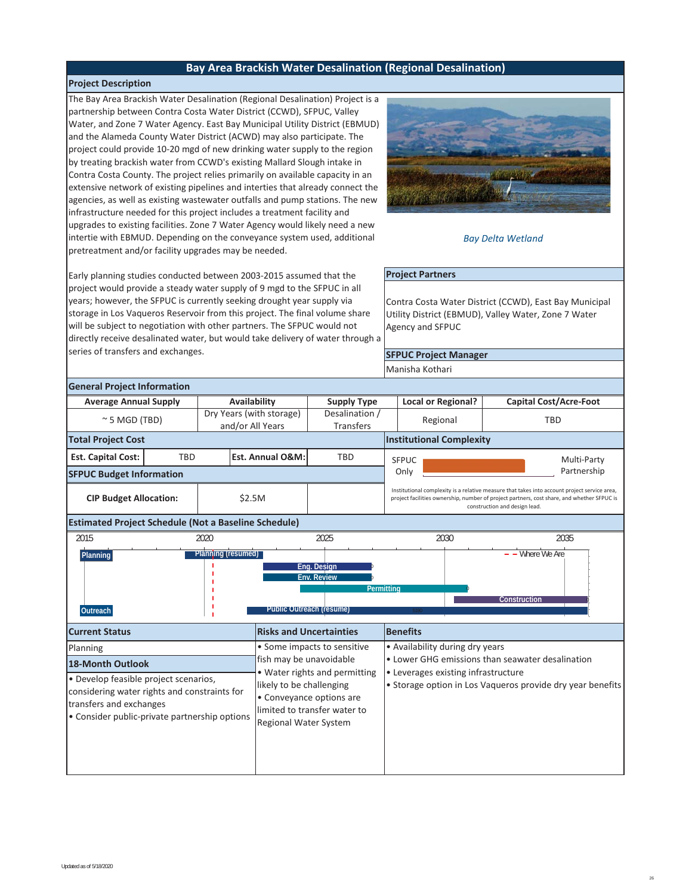# Bay Area Brackish Water Desalination (Regional Desalination)

## Project Description

The Bay Area Brackish Water Desalination (Regional Desalination) Project is a partnership between Contra Costa Water District (CCWD), SFPUC, Valley Water, and Zone 7 Water Agency. East Bay Municipal Utility District (EBMUD) and the Alameda County Water District (ACWD) may also participate. The project could provide 10-20 mgd of new drinking water supply to the region by treating brackish water from CCWD's existing Mallard Slough intake in Contra Costa County. The project relies primarily on available capacity in an extensive network of existing pipelines and interties that already connect the agencies, as well as existing wastewater outfalls and pump stations. The new infrastructure needed for this project includes a treatment facility and upgrades to existing facilities. Zone 7 Water Agency would likely need a new intertie with EBMUD. Depending on the conveyance system used, additional pretreatment and/or facility upgrades may be needed.

Early planning studies conducted between 2003-2015 assumed that the project would provide a steady water supply of 9 mgd to the SFPUC in all years; however, the SFPUC is currently seeking drought year supply via storage in Los Vaqueros Reservoir from this project. The final volume share will be subject to negotiation with other partners. The SFPUC would not directly receive desalinated water, but would take delivery of water through a series of transfers and exchanges.

*Bay Delta Wetland*

## Project Partners

Contra Costa Water District (CCWD), East Bay Municipal Utility District (EBMUD), Valley Water, Zone 7 Water Agency and SFPUC

## SFPUC Project Manager

Manisha Kothari

## General Project Information

| Average Annual Supply | Availability | Supply Type | Local or Regional? | Capital Cost/Acre-Foot |
|---|---|---|---|---|
| ~ 5 MGD (TBD) | Dry Years (with storage) and/or All Years | Desalination / Transfers | Regional | TBD |

## Total Project Cost

| Est. Capital Cost: | TBD | Est. Annual O&M: | TBD |
|---|---|---|---|

## Institutional Complexity

SFPUC Only — Multi-Party Partnership

Institutional complexity is a relative measure that takes into account project service area, project facilities ownership, number of project partners, cost share, and whether SFPUC is construction and design lead.

## SFPUC Budget Information

| CIP Budget Allocation: | $2.5M |
|---|---|

## Estimated Project Schedule (Not a Baseline Schedule)

2015 2020 2025 2030 2035

Planning

Planning (resumed)

Eng. Design

Env. Review

Permitting

Construction

Outreach

Public Outreach (resume)

Where We Are

## Current Status

Planning

## 18-Month Outlook

- Develop feasible project scenarios, considering water rights and constraints for transfers and exchanges
- Consider public-private partnership options

## Risks and Uncertainties

- Some impacts to sensitive fish may be unavoidable
- Water rights and permitting likely to be challenging
- Conveyance options are limited to transfer water to Regional Water System

## Benefits

- Availability during dry years
- Lower GHG emissions than seawater desalination
- Leverages existing infrastructure
- Storage option in Los Vaqueros provide dry year benefits

Updated as of 5/18/2020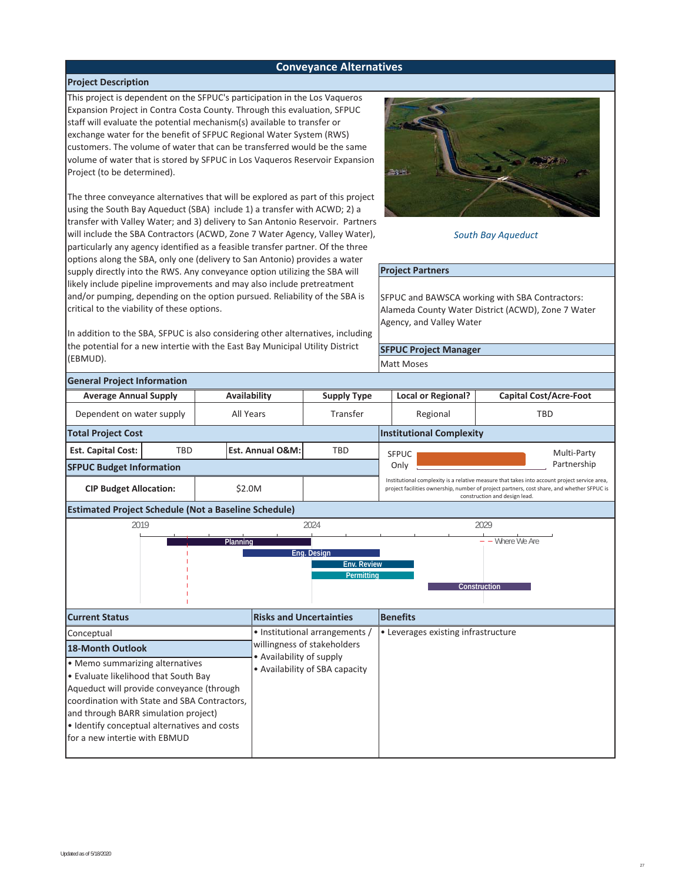# Conveyance Alternatives

## Project Description

This project is dependent on the SFPUC's participation in the Los Vaqueros Expansion Project in Contra Costa County. Through this evaluation, SFPUC staff will evaluate the potential mechanism(s) available to transfer or exchange water for the benefit of SFPUC Regional Water System (RWS) customers. The volume of water that can be transferred would be the same volume of water that is stored by SFPUC in Los Vaqueros Reservoir Expansion Project (to be determined).

The three conveyance alternatives that will be explored as part of this project using the South Bay Aqueduct (SBA) include 1) a transfer with ACWD; 2) a transfer with Valley Water; and 3) delivery to San Antonio Reservoir. Partners will include the SBA Contractors (ACWD, Zone 7 Water Agency, Valley Water), particularly any agency identified as a feasible transfer partner. Of the three options along the SBA, only one (delivery to San Antonio) provides a water supply directly into the RWS. Any conveyance option utilizing the SBA will likely include pipeline improvements and may also include pretreatment and/or pumping, depending on the option pursued. Reliability of the SBA is critical to the viability of these options.

In addition to the SBA, SFPUC is also considering other alternatives, including the potential for a new intertie with the East Bay Municipal Utility District (EBMUD).

*South Bay Aqueduct*

## Project Partners

SFPUC and BAWSCA working with SBA Contractors: Alameda County Water District (ACWD), Zone 7 Water Agency, and Valley Water

## SFPUC Project Manager

Matt Moses

## General Project Information

| Average Annual Supply | Availability | Supply Type | Local or Regional? | Capital Cost/Acre-Foot |
|---|---|---|---|---|
| Dependent on water supply | All Years | Transfer | Regional | TBD |

## Total Project Cost

| Est. Capital Cost: | TBD | Est. Annual O&M: | TBD |
|---|---|---|---|

## SFPUC Budget Information

| CIP Budget Allocation: | $2.0M |
|---|---|

## Institutional Complexity

SFPUC Only — Multi-Party Partnership

Institutional complexity is a relative measure that takes into account project service area, project facilities ownership, number of project partners, cost share, and whether SFPUC is construction and design lead.

## Estimated Project Schedule (Not a Baseline Schedule)

2019
2024
2029
Planning
Eng. Design
Env. Review
Permitting
Construction
Where We Are

## Current Status

Conceptual

## 18-Month Outlook

- Memo summarizing alternatives
- Evaluate likelihood that South Bay Aqueduct will provide conveyance (through coordination with State and SBA Contractors, and through BARR simulation project)
- Identify conceptual alternatives and costs for a new intertie with EBMUD

## Risks and Uncertainties

- Institutional arrangements / willingness of stakeholders
- Availability of supply
- Availability of SBA capacity

## Benefits

- Leverages existing infrastructure

Updated as of 5/18/2020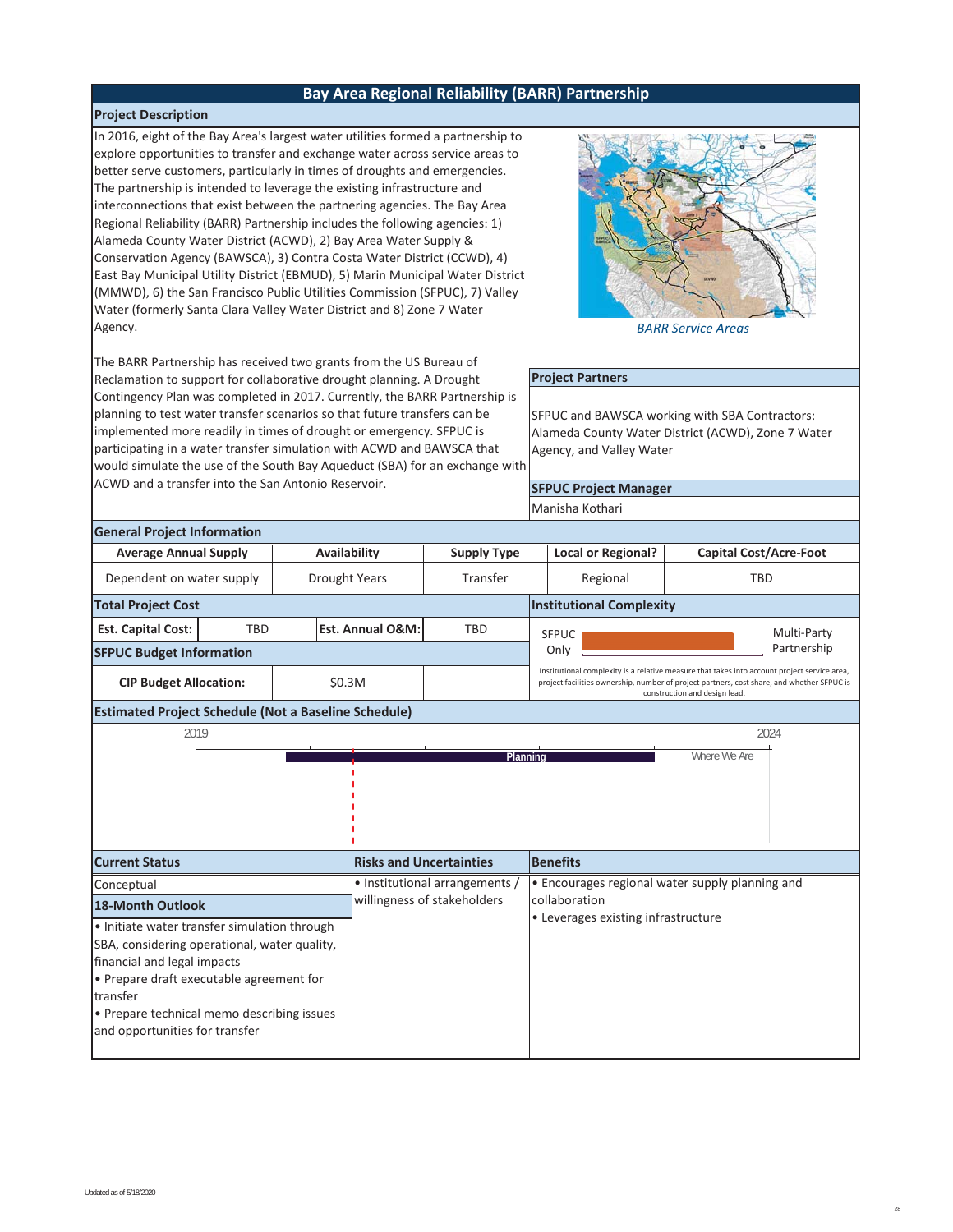# Bay Area Regional Reliability (BARR) Partnership

## Project Description

In 2016, eight of the Bay Area's largest water utilities formed a partnership to explore opportunities to transfer and exchange water across service areas to better serve customers, particularly in times of droughts and emergencies. The partnership is intended to leverage the existing infrastructure and interconnections that exist between the partnering agencies. The Bay Area Regional Reliability (BARR) Partnership includes the following agencies: 1) Alameda County Water District (ACWD), 2) Bay Area Water Supply & Conservation Agency (BAWSCA), 3) Contra Costa Water District (CCWD), 4) East Bay Municipal Utility District (EBMUD), 5) Marin Municipal Water District (MMWD), 6) the San Francisco Public Utilities Commission (SFPUC), 7) Valley Water (formerly Santa Clara Valley Water District and 8) Zone 7 Water Agency.

The BARR Partnership has received two grants from the US Bureau of Reclamation to support for collaborative drought planning. A Drought Contingency Plan was completed in 2017. Currently, the BARR Partnership is planning to test water transfer scenarios so that future transfers can be implemented more readily in times of drought or emergency. SFPUC is participating in a water transfer simulation with ACWD and BAWSCA that would simulate the use of the South Bay Aqueduct (SBA) for an exchange with ACWD and a transfer into the San Antonio Reservoir.

*BARR Service Areas*

## Project Partners

SFPUC and BAWSCA working with SBA Contractors: Alameda County Water District (ACWD), Zone 7 Water Agency, and Valley Water

## SFPUC Project Manager

Manisha Kothari

## General Project Information

| Average Annual Supply | Availability | Supply Type | Local or Regional? | Capital Cost/Acre-Foot |
|---|---|---|---|---|
| Dependent on water supply | Drought Years | Transfer | Regional | TBD |

## Total Project Cost

| Est. Capital Cost: | TBD | Est. Annual O&M: | TBD |
|---|---|---|---|

## SFPUC Budget Information

| CIP Budget Allocation: | $0.3M |
|---|---|

## Institutional Complexity

SFPUC Only — Multi-Party Partnership

Institutional complexity is a relative measure that takes into account project service area, project facilities ownership, number of project partners, cost share, and whether SFPUC is construction and design lead.

## Estimated Project Schedule (Not a Baseline Schedule)

2019

2024

Planning

Where We Are

## Current Status

Conceptual

## 18-Month Outlook

- Initiate water transfer simulation through SBA, considering operational, water quality, financial and legal impacts
- Prepare draft executable agreement for transfer
- Prepare technical memo describing issues and opportunities for transfer

## Risks and Uncertainties

- Institutional arrangements / willingness of stakeholders

## Benefits

- Encourages regional water supply planning and collaboration
- Leverages existing infrastructure

Updated as of 5/18/2020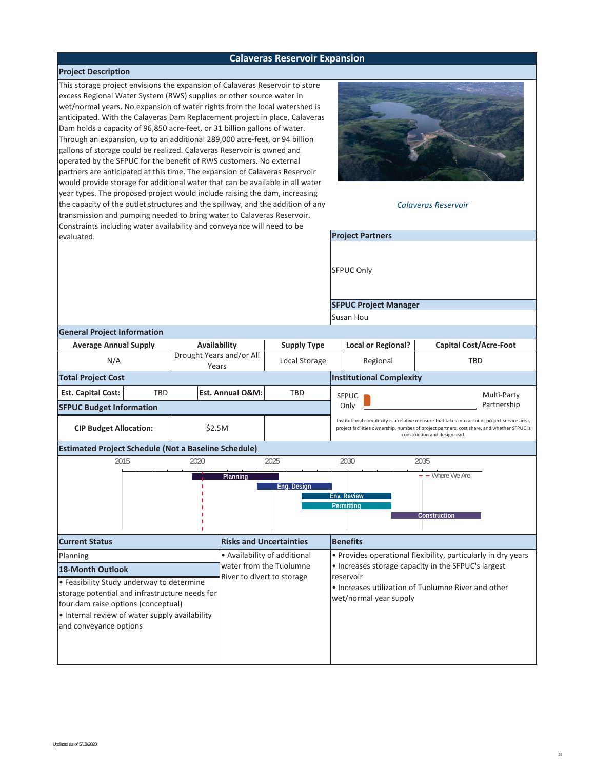# Calaveras Reservoir Expansion

## Project Description

This storage project envisions the expansion of Calaveras Reservoir to store excess Regional Water System (RWS) supplies or other source water in wet/normal years. No expansion of water rights from the local watershed is anticipated. With the Calaveras Dam Replacement project in place, Calaveras Dam holds a capacity of 96,850 acre-feet, or 31 billion gallons of water. Through an expansion, up to an additional 289,000 acre-feet, or 94 billion gallons of storage could be realized. Calaveras Reservoir is owned and operated by the SFPUC for the benefit of RWS customers. No external partners are anticipated at this time. The expansion of Calaveras Reservoir would provide storage for additional water that can be available in all water year types. The proposed project would include raising the dam, increasing the capacity of the outlet structures and the spillway, and the addition of any transmission and pumping needed to bring water to Calaveras Reservoir. Constraints including water availability and conveyance will need to be evaluated.

*Calaveras Reservoir*

## Project Partners

SFPUC Only

## SFPUC Project Manager

Susan Hou

## General Project Information

| Average Annual Supply | Availability | Supply Type | Local or Regional? | Capital Cost/Acre-Foot |
|---|---|---|---|---|
| N/A | Drought Years and/or All Years | Local Storage | Regional | TBD |

## Total Project Cost

| | | | |
|---|---|---|---|
| **Est. Capital Cost:** | TBD | **Est. Annual O&M:** | TBD |

## SFPUC Budget Information

| | |
|---|---|
| **CIP Budget Allocation:** | $2.5M |

## Institutional Complexity

SFPUC Only — Multi-Party Partnership

Institutional complexity is a relative measure that takes into account project service area, project facilities ownership, number of project partners, cost share, and whether SFPUC is construction and design lead.

## Estimated Project Schedule (Not a Baseline Schedule)

2015 2020 2025 2030 2035

Planning
Eng. Design
Env. Review
Permitting
Construction

Where We Are

## Current Status

Planning

## 18-Month Outlook

- Feasibility Study underway to determine storage potential and infrastructure needs for four dam raise options (conceptual)
- Internal review of water supply availability and conveyance options

## Risks and Uncertainties

- Availability of additional water from the Tuolumne River to divert to storage

## Benefits

- Provides operational flexibility, particularly in dry years
- Increases storage capacity in the SFPUC's largest reservoir
- Increases utilization of Tuolumne River and other wet/normal year supply

Updated as of 5/18/2020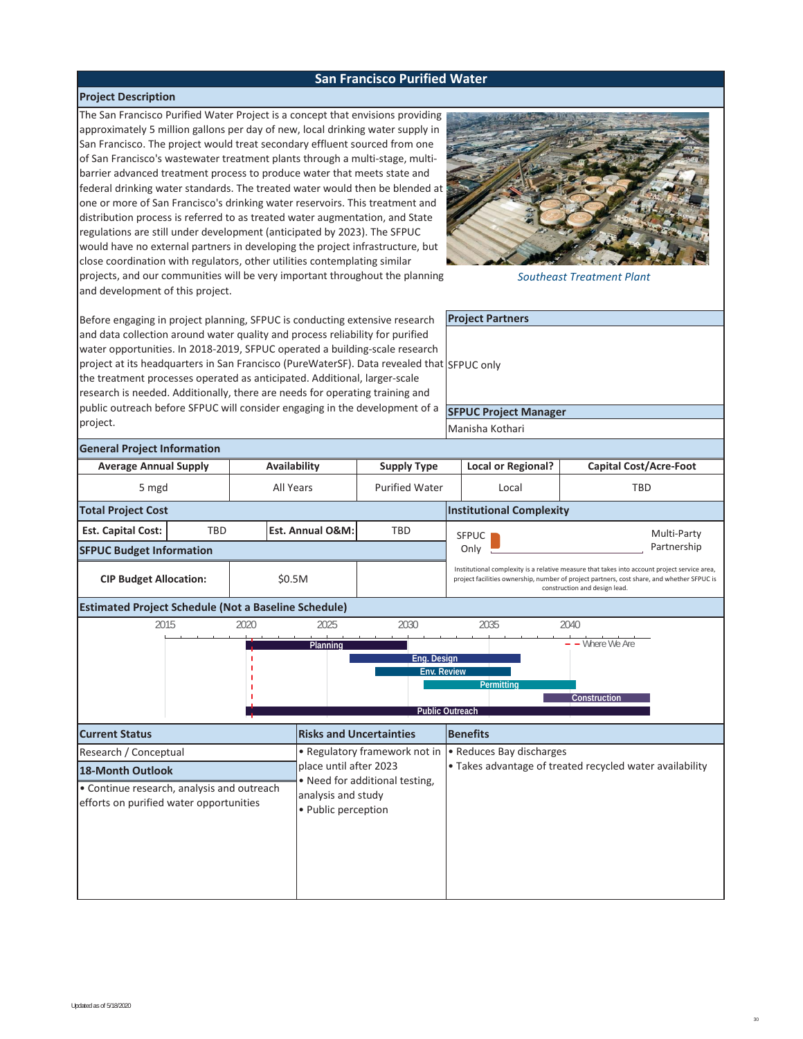# San Francisco Purified Water

## Project Description

The San Francisco Purified Water Project is a concept that envisions providing approximately 5 million gallons per day of new, local drinking water supply in San Francisco. The project would treat secondary effluent sourced from one of San Francisco's wastewater treatment plants through a multi-stage, multi-barrier advanced treatment process to produce water that meets state and federal drinking water standards. The treated water would then be blended at one or more of San Francisco's drinking water reservoirs. This treatment and distribution process is referred to as treated water augmentation, and State regulations are still under development (anticipated by 2023). The SFPUC would have no external partners in developing the project infrastructure, but close coordination with regulators, other utilities contemplating similar projects, and our communities will be very important throughout the planning and development of this project.

*Southeast Treatment Plant*

Before engaging in project planning, SFPUC is conducting extensive research and data collection around water quality and process reliability for purified water opportunities. In 2018-2019, SFPUC operated a building-scale research project at its headquarters in San Francisco (PureWaterSF). Data revealed that the treatment processes operated as anticipated. Additional, larger-scale research is needed. Additionally, there are needs for operating training and public outreach before SFPUC will consider engaging in the development of a project.

**Project Partners**

SFPUC only

**SFPUC Project Manager**

Manisha Kothari

## General Project Information

| Average Annual Supply | Availability | Supply Type | Local or Regional? | Capital Cost/Acre-Foot |
|---|---|---|---|---|
| 5 mgd | All Years | Purified Water | Local | TBD |

**Total Project Cost**

| Est. Capital Cost: | TBD | Est. Annual O&M: | TBD |
|---|---|---|---|

**SFPUC Budget Information**

| CIP Budget Allocation: | $0.5M |
|---|---|

**Institutional Complexity**

SFPUC Only — Multi-Party Partnership

Institutional complexity is a relative measure that takes into account project service area, project facilities ownership, number of project partners, cost share, and whether SFPUC is construction and design lead.

## Estimated Project Schedule (Not a Baseline Schedule)

2015 2020 2025 2030 2035 2040

Where We Are

Planning

Eng. Design

Env. Review

Permitting

Construction

Public Outreach

**Current Status**

Research / Conceptual

**18-Month Outlook**

- Continue research, analysis and outreach efforts on purified water opportunities

**Risks and Uncertainties**

- Regulatory framework not in place until after 2023
- Need for additional testing, analysis and study
- Public perception

**Benefits**

- Reduces Bay discharges
- Takes advantage of treated recycled water availability

Updated as of 5/18/2020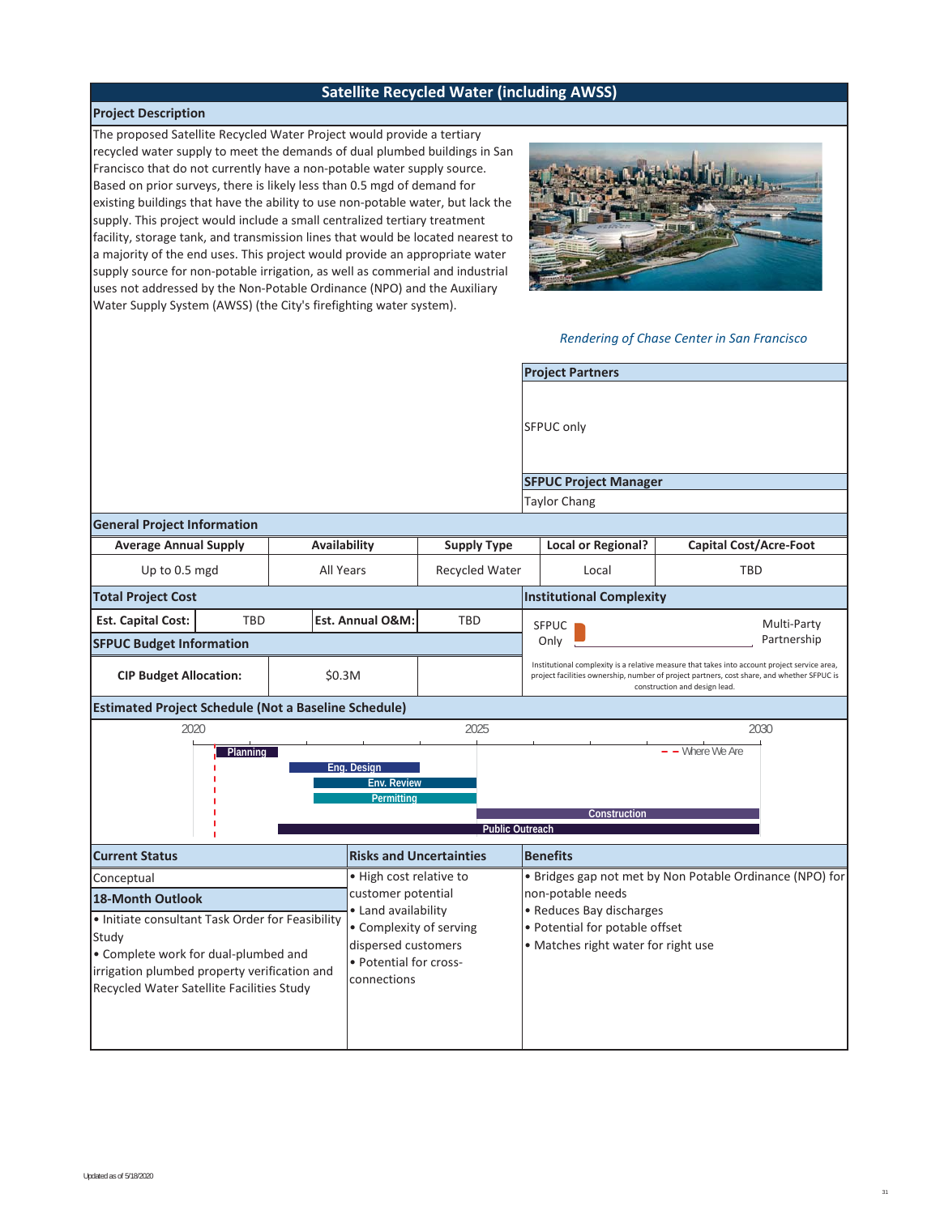# Satellite Recycled Water (including AWSS)

## Project Description

The proposed Satellite Recycled Water Project would provide a tertiary recycled water supply to meet the demands of dual plumbed buildings in San Francisco that do not currently have a non-potable water supply source. Based on prior surveys, there is likely less than 0.5 mgd of demand for existing buildings that have the ability to use non-potable water, but lack the supply. This project would include a small centralized tertiary treatment facility, storage tank, and transmission lines that would be located nearest to a majority of the end uses. This project would provide an appropriate water supply source for non-potable irrigation, as well as commercial and industrial uses not addressed by the Non-Potable Ordinance (NPO) and the Auxiliary Water Supply System (AWSS) (the City's firefighting water system).

*Rendering of Chase Center in San Francisco*

**Project Partners**

SFPUC only

**SFPUC Project Manager**

Taylor Chang

## General Project Information

| Average Annual Supply | Availability | Supply Type | Local or Regional? | Capital Cost/Acre-Foot |
|---|---|---|---|---|
| Up to 0.5 mgd | All Years | Recycled Water | Local | TBD |

**Total Project Cost**

| Est. Capital Cost: | TBD | Est. Annual O&M: | TBD |
|---|---|---|---|

**SFPUC Budget Information**

| CIP Budget Allocation: | $0.3M |
|---|---|

**Institutional Complexity**

SFPUC Only — Multi-Party Partnership

Institutional complexity is a relative measure that takes into account project service area, project facilities ownership, number of project partners, cost share, and whether SFPUC is construction and design lead.

## Estimated Project Schedule (Not a Baseline Schedule)

2020
2025
2030

Planning
Eng. Design
Env. Review
Permitting
Construction
Public Outreach

Where We Are

## Current Status

Conceptual

**18-Month Outlook**

- Initiate consultant Task Order for Feasibility Study
- Complete work for dual-plumbed and irrigation plumbed property verification and Recycled Water Satellite Facilities Study

## Risks and Uncertainties

- High cost relative to customer potential
- Land availability
- Complexity of serving dispersed customers
- Potential for cross-connections

## Benefits

- Bridges gap not met by Non Potable Ordinance (NPO) for non-potable needs
- Reduces Bay discharges
- Potential for potable offset
- Matches right water for right use

Updated as of 5/18/2020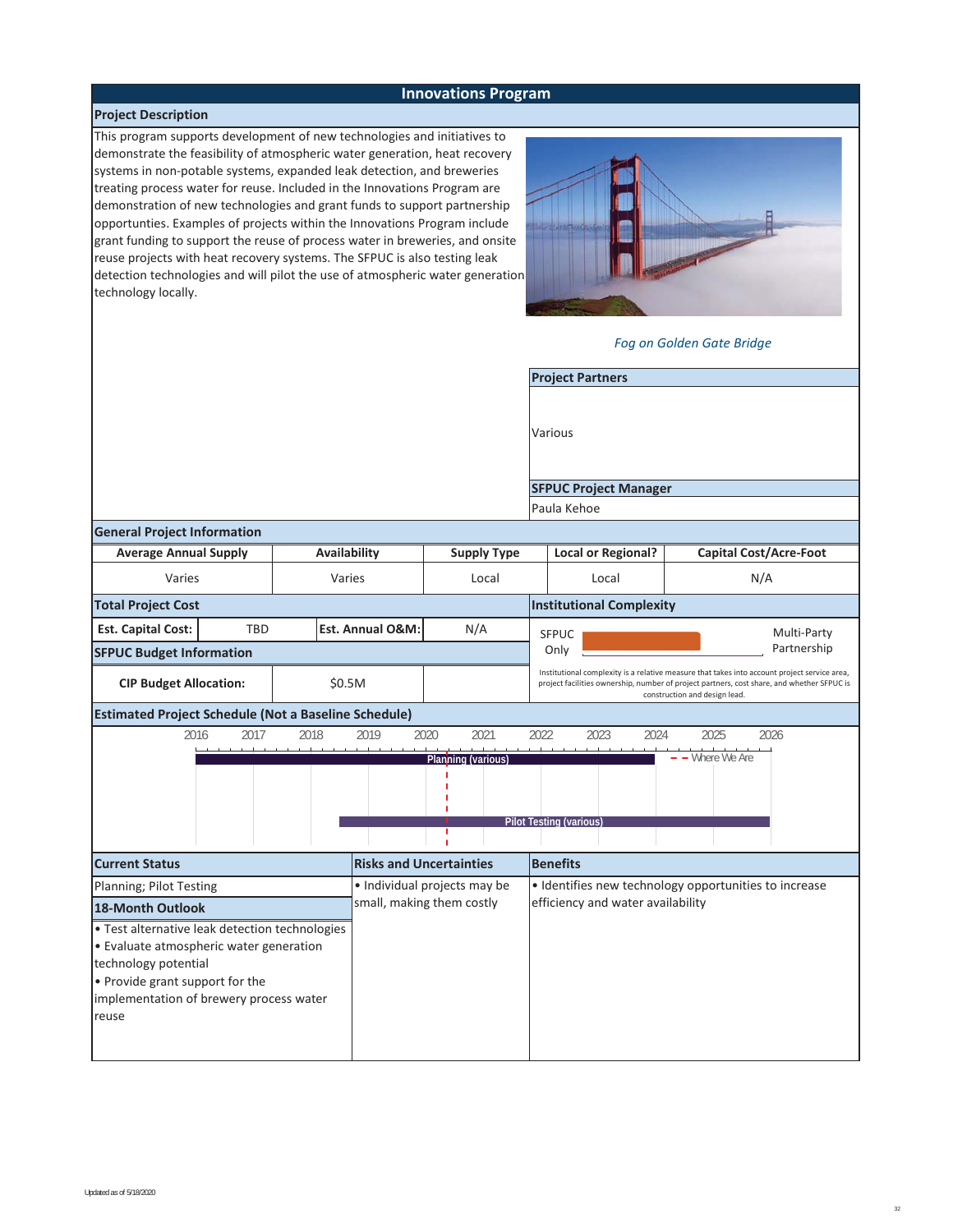# Innovations Program

## Project Description

This program supports development of new technologies and initiatives to demonstrate the feasibility of atmospheric water generation, heat recovery systems in non-potable systems, expanded leak detection, and breweries treating process water for reuse. Included in the Innovations Program are demonstration of new technologies and grant funds to support partnership opportunities. Examples of projects within the Innovations Program include grant funding to support the reuse of process water in breweries, and onsite reuse projects with heat recovery systems. The SFPUC is also testing leak detection technologies and will pilot the use of atmospheric water generation technology locally.

*Fog on Golden Gate Bridge*

## Project Partners

Various

## SFPUC Project Manager

Paula Kehoe

## General Project Information

| Average Annual Supply | Availability | Supply Type | Local or Regional? | Capital Cost/Acre-Foot |
|---|---|---|---|---|
| Varies | Varies | Local | Local | N/A |

## Total Project Cost

| Est. Capital Cost: | TBD | Est. Annual O&M: | N/A |
|---|---|---|---|

## Institutional Complexity

SFPUC Only — Multi-Party Partnership

Institutional complexity is a relative measure that takes into account project service area, project facilities ownership, number of project partners, cost share, and whether SFPUC is construction and design lead.

## SFPUC Budget Information

| CIP Budget Allocation: | $0.5M |
|---|---|

## Estimated Project Schedule (Not a Baseline Schedule)

2016 2017 2018 2019 2020 2021 2022 2023 2024 2025 2026

Planning (various)

Pilot Testing (various)

Where We Are

## Current Status

Planning; Pilot Testing

## 18-Month Outlook

- Test alternative leak detection technologies
- Evaluate atmospheric water generation technology potential
- Provide grant support for the implementation of brewery process water reuse

## Risks and Uncertainties

- Individual projects may be small, making them costly

## Benefits

- Identifies new technology opportunities to increase efficiency and water availability

Updated as of 5/18/2020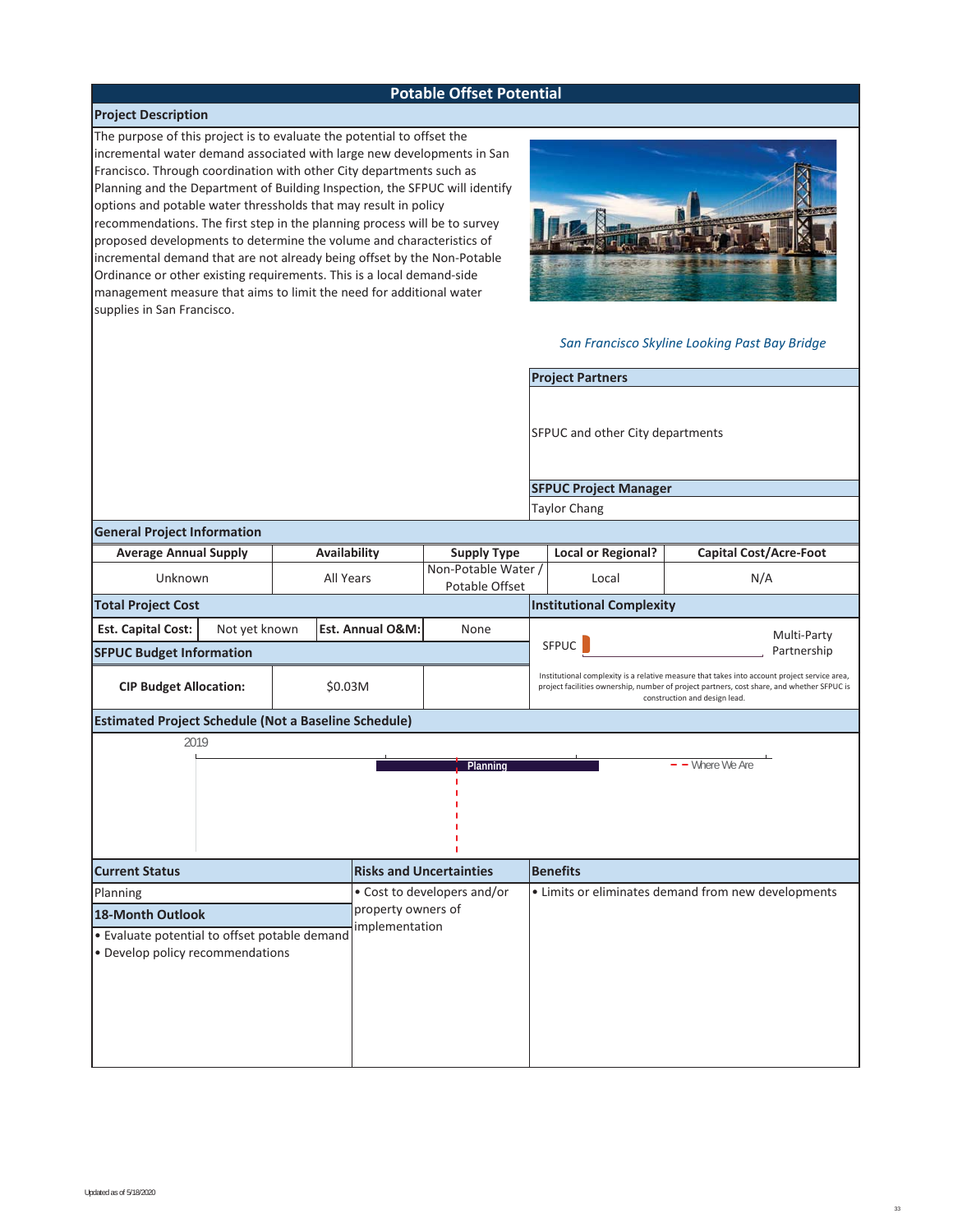# Potable Offset Potential

## Project Description

The purpose of this project is to evaluate the potential to offset the incremental water demand associated with large new developments in San Francisco. Through coordination with other City departments such as Planning and the Department of Building Inspection, the SFPUC will identify options and potable water thresholds that may result in policy recommendations. The first step in the planning process will be to survey proposed developments to determine the volume and characteristics of incremental demand that are not already being offset by the Non-Potable Ordinance or other existing requirements. This is a local demand-side management measure that aims to limit the need for additional water supplies in San Francisco.

*San Francisco Skyline Looking Past Bay Bridge*

## Project Partners

SFPUC and other City departments

## SFPUC Project Manager

Taylor Chang

## General Project Information

| Average Annual Supply | Availability | Supply Type | Local or Regional? | Capital Cost/Acre-Foot |
|---|---|---|---|---|
| Unknown | All Years | Non-Potable Water / Potable Offset | Local | N/A |

## Total Project Cost

| | | | |
|---|---|---|---|
| Est. Capital Cost: | Not yet known | Est. Annual O&M: | None |

## SFPUC Budget Information

| | |
|---|---|
| CIP Budget Allocation: | $0.03M |

## Institutional Complexity

SFPUC — Multi-Party Partnership

Institutional complexity is a relative measure that takes into account project service area, project facilities ownership, number of project partners, cost share, and whether SFPUC is construction and design lead.

## Estimated Project Schedule (Not a Baseline Schedule)

2019

Planning

Where We Are

## Current Status

Planning

## 18-Month Outlook

- Evaluate potential to offset potable demand
- Develop policy recommendations

## Risks and Uncertainties

- Cost to developers and/or property owners of implementation

## Benefits

- Limits or eliminates demand from new developments

Updated as of 5/18/2020